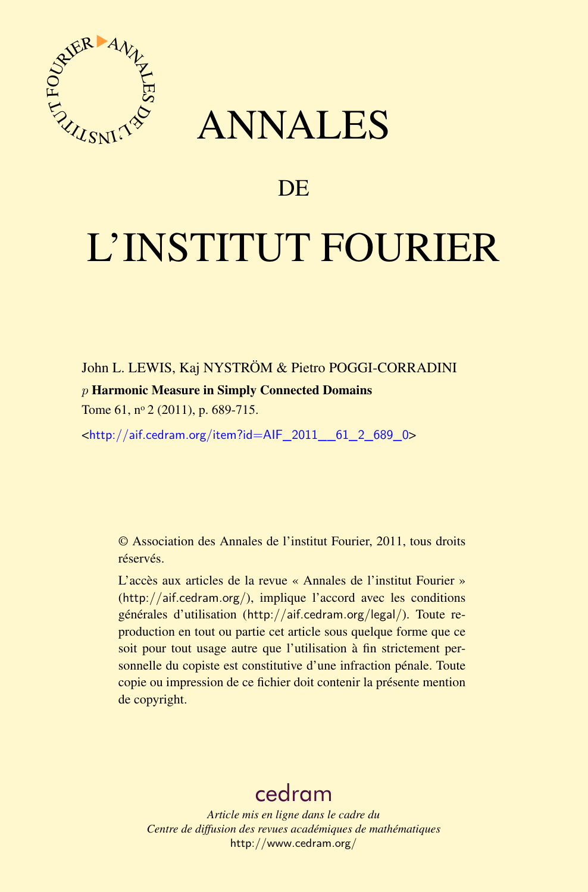# ANNALES

## DE

# L'INSTITUT FOURIER

John L. LEWIS, Kaj NYSTRÖM & Pietro POGGI-CORRADINI

**$p$ Harmonic Measure in Simply Connected Domains**

Tome 61, nº 2 (2011), p. 689-715.

<http://aif.cedram.org/item?id=AIF_2011__61_2_689_0>

© Association des Annales de l'institut Fourier, 2011, tous droits réservés.

L'accès aux articles de la revue « Annales de l'institut Fourier » (http://aif.cedram.org/), implique l'accord avec les conditions générales d'utilisation (http://aif.cedram.org/legal/). Toute reproduction en tout ou partie cet article sous quelque forme que ce soit pour tout usage autre que l'utilisation à fin strictement personnelle du copiste est constitutive d'une infraction pénale. Toute copie ou impression de ce fichier doit contenir la présente mention de copyright.

cedram

*Article mis en ligne dans le cadre du*
*Centre de diffusion des revues académiques de mathématiques*
http://www.cedram.org/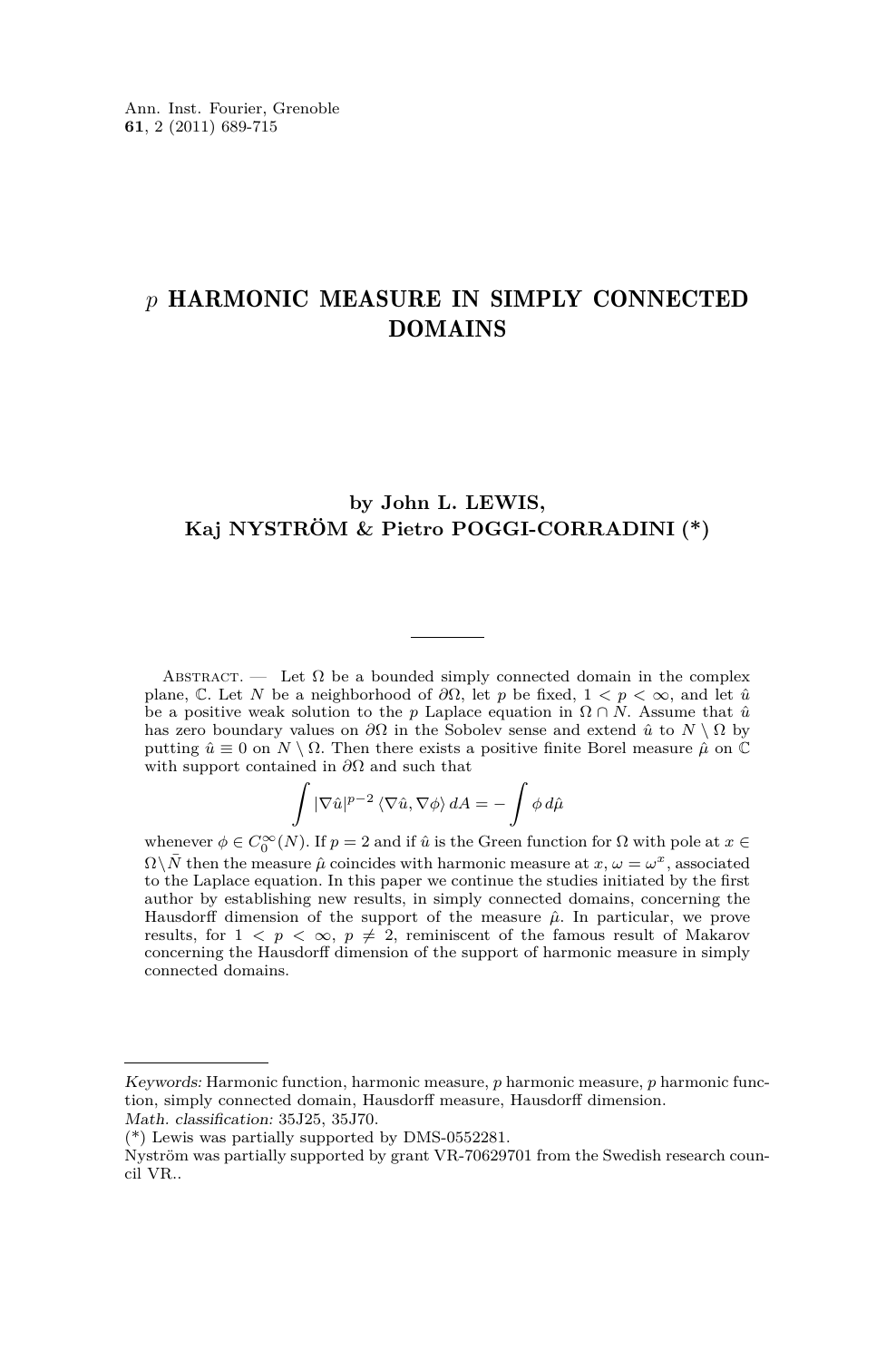# $p$ HARMONIC MEASURE IN SIMPLY CONNECTED DOMAINS

**by John L. LEWIS, Kaj NYSTRÖM & Pietro POGGI-CORRADINI (\*)**

Abstract. — Let $\Omega$ be a bounded simply connected domain in the complex plane, $\mathbb{C}$. Let $N$ be a neighborhood of $\partial\Omega$, let $p$ be fixed, $1 < p < \infty$, and let $\hat{u}$ be a positive weak solution to the $p$ Laplace equation in $\Omega \cap N$. Assume that $\hat{u}$ has zero boundary values on $\partial\Omega$ in the Sobolev sense and extend $\hat{u}$ to $N \setminus \Omega$ by putting $\hat{u} \equiv 0$ on $N \setminus \Omega$. Then there exists a positive finite Borel measure $\hat{\mu}$ on $\mathbb{C}$ with support contained in $\partial\Omega$ and such that

$$\int |\nabla \hat{u}|^{p-2} \langle \nabla \hat{u}, \nabla \phi \rangle \, dA = - \int \phi \, d\hat{\mu}$$

whenever $\phi \in C_0^\infty(N)$. If $p = 2$ and if $\hat{u}$ is the Green function for $\Omega$ with pole at $x \in \Omega \setminus \bar{N}$ then the measure $\hat{\mu}$ coincides with harmonic measure at $x$, $\omega = \omega^x$, associated to the Laplace equation. In this paper we continue the studies initiated by the first author by establishing new results, in simply connected domains, concerning the Hausdorff dimension of the support of the measure $\hat{\mu}$. In particular, we prove results, for $1 < p < \infty$, $p \neq 2$, reminiscent of the famous result of Makarov concerning the Hausdorff dimension of the support of harmonic measure in simply connected domains.

---

*Keywords:* Harmonic function, harmonic measure, $p$ harmonic measure, $p$ harmonic function, simply connected domain, Hausdorff measure, Hausdorff dimension.
*Math. classification:* 35J25, 35J70.
(\*) Lewis was partially supported by DMS-0552281.
Nyström was partially supported by grant VR-70629701 from the Swedish research council VR..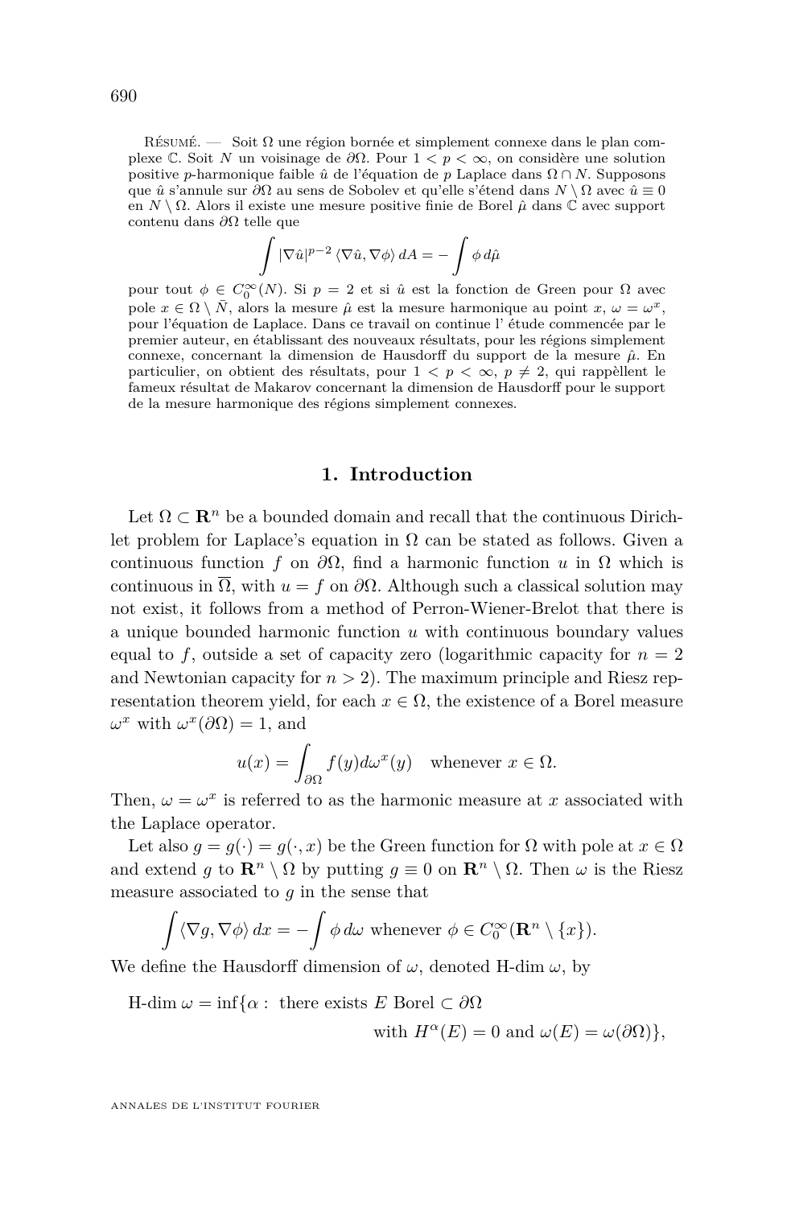Résumé. — Soit $\Omega$ une région bornée et simplement connexe dans le plan complexe $\mathbb{C}$. Soit $N$ un voisinage de $\partial\Omega$. Pour $1 < p < \infty$, on considère une solution positive $p$-harmonique faible $\hat{u}$ de l'équation de $p$ Laplace dans $\Omega \cap N$. Supposons que $\hat{u}$ s'annule sur $\partial\Omega$ au sens de Sobolev et qu'elle s'étend dans $N \setminus \Omega$ avec $\hat{u} \equiv 0$ en $N \setminus \Omega$. Alors il existe une mesure positive finie de Borel $\hat{\mu}$ dans $\mathbb{C}$ avec support contenu dans $\partial\Omega$ telle que

$$\int |\nabla \hat{u}|^{p-2} \langle \nabla \hat{u}, \nabla \phi \rangle \, dA = -\int \phi \, d\hat{\mu}$$

pour tout $\phi \in C_0^\infty(N)$. Si $p = 2$ et si $\hat{u}$ est la fonction de Green pour $\Omega$ avec pole $x \in \Omega \setminus \bar{N}$, alors la mesure $\hat{\mu}$ est la mesure harmonique au point $x$, $\omega = \omega^x$, pour l'équation de Laplace. Dans ce travail on continue l' étude commencée par le premier auteur, en établissant des nouveaux résultats, pour les régions simplement connexe, concernant la dimension de Hausdorff du support de la mesure $\hat{\mu}$. En particulier, on obtient des résultats, pour $1 < p < \infty$, $p \neq 2$, qui rappèllent le fameux résultat de Makarov concernant la dimension de Hausdorff pour le support de la mesure harmonique des régions simplement connexes.

## 1. Introduction

Let $\Omega \subset \mathbf{R}^n$ be a bounded domain and recall that the continuous Dirichlet problem for Laplace's equation in $\Omega$ can be stated as follows. Given a continuous function $f$ on $\partial\Omega$, find a harmonic function $u$ in $\Omega$ which is continuous in $\overline{\Omega}$, with $u = f$ on $\partial\Omega$. Although such a classical solution may not exist, it follows from a method of Perron-Wiener-Brelot that there is a unique bounded harmonic function $u$ with continuous boundary values equal to $f$, outside a set of capacity zero (logarithmic capacity for $n = 2$ and Newtonian capacity for $n > 2$). The maximum principle and Riesz representation theorem yield, for each $x \in \Omega$, the existence of a Borel measure $\omega^x$ with $\omega^x(\partial\Omega) = 1$, and

$$u(x) = \int_{\partial\Omega} f(y) d\omega^x(y) \quad \text{whenever } x \in \Omega.$$

Then, $\omega = \omega^x$ is referred to as the harmonic measure at $x$ associated with the Laplace operator.

Let also $g = g(\cdot) = g(\cdot, x)$ be the Green function for $\Omega$ with pole at $x \in \Omega$ and extend $g$ to $\mathbf{R}^n \setminus \Omega$ by putting $g \equiv 0$ on $\mathbf{R}^n \setminus \Omega$. Then $\omega$ is the Riesz measure associated to $g$ in the sense that

$$\int \langle \nabla g, \nabla \phi \rangle \, dx = -\int \phi \, d\omega \text{ whenever } \phi \in C_0^\infty(\mathbf{R}^n \setminus \{x\}).$$

We define the Hausdorff dimension of $\omega$, denoted H-dim $\omega$, by

$$\text{H-dim } \omega = \inf\{\alpha : \text{ there exists } E \text{ Borel} \subset \partial\Omega \text{ with } H^\alpha(E) = 0 \text{ and } \omega(E) = \omega(\partial\Omega)\},$$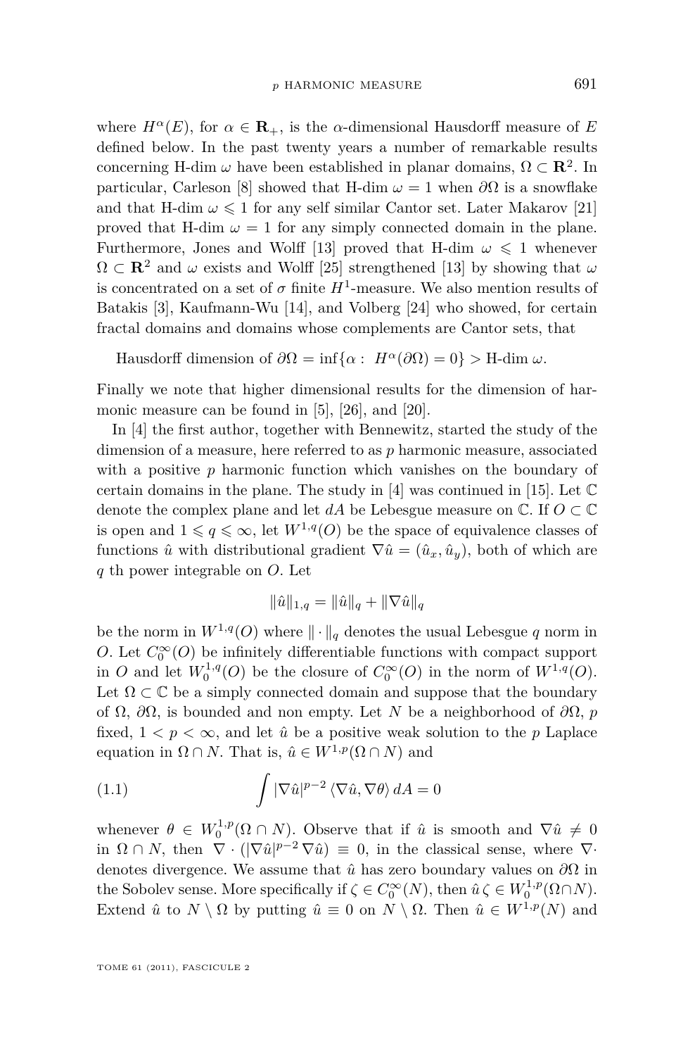where $H^\alpha(E)$, for $\alpha \in \mathbf{R}_+$, is the $\alpha$-dimensional Hausdorff measure of $E$ defined below. In the past twenty years a number of remarkable results concerning H-dim $\omega$ have been established in planar domains, $\Omega \subset \mathbf{R}^2$. In particular, Carleson [8] showed that H-dim $\omega = 1$ when $\partial\Omega$ is a snowflake and that H-dim $\omega \leqslant 1$ for any self similar Cantor set. Later Makarov [21] proved that H-dim $\omega = 1$ for any simply connected domain in the plane. Furthermore, Jones and Wolff [13] proved that H-dim $\omega \leqslant 1$ whenever $\Omega \subset \mathbf{R}^2$ and $\omega$ exists and Wolff [25] strengthened [13] by showing that $\omega$ is concentrated on a set of $\sigma$ finite $H^1$-measure. We also mention results of Batakis [3], Kaufmann-Wu [14], and Volberg [24] who showed, for certain fractal domains and domains whose complements are Cantor sets, that

$$\text{Hausdorff dimension of } \partial\Omega = \inf\{\alpha : \; H^\alpha(\partial\Omega) = 0\} > \text{H-dim } \omega.$$

Finally we note that higher dimensional results for the dimension of harmonic measure can be found in [5], [26], and [20].

In [4] the first author, together with Bennewitz, started the study of the dimension of a measure, here referred to as $p$ harmonic measure, associated with a positive $p$ harmonic function which vanishes on the boundary of certain domains in the plane. The study in [4] was continued in [15]. Let $\mathbb{C}$ denote the complex plane and let $dA$ be Lebesgue measure on $\mathbb{C}$. If $O \subset \mathbb{C}$ is open and $1 \leqslant q \leqslant \infty$, let $W^{1,q}(O)$ be the space of equivalence classes of functions $\hat{u}$ with distributional gradient $\nabla \hat{u} = (\hat{u}_x, \hat{u}_y)$, both of which are $q$ th power integrable on $O$. Let

$$\|\hat{u}\|_{1,q} = \|\hat{u}\|_q + \|\nabla \hat{u}\|_q$$

be the norm in $W^{1,q}(O)$ where $\|\cdot\|_q$ denotes the usual Lebesgue $q$ norm in $O$. Let $C_0^\infty(O)$ be infinitely differentiable functions with compact support in $O$ and let $W_0^{1,q}(O)$ be the closure of $C_0^\infty(O)$ in the norm of $W^{1,q}(O)$. Let $\Omega \subset \mathbb{C}$ be a simply connected domain and suppose that the boundary of $\Omega$, $\partial\Omega$, is bounded and non empty. Let $N$ be a neighborhood of $\partial\Omega$, $p$ fixed, $1 < p < \infty$, and let $\hat{u}$ be a positive weak solution to the $p$ Laplace equation in $\Omega \cap N$. That is, $\hat{u} \in W^{1,p}(\Omega \cap N)$ and

$$\int |\nabla \hat{u}|^{p-2} \langle \nabla \hat{u}, \nabla \theta \rangle \, dA = 0 \tag{1.1}$$

whenever $\theta \in W_0^{1,p}(\Omega \cap N)$. Observe that if $\hat{u}$ is smooth and $\nabla \hat{u} \neq 0$ in $\Omega \cap N$, then $\nabla \cdot (|\nabla \hat{u}|^{p-2} \nabla \hat{u}) \equiv 0$, in the classical sense, where $\nabla \cdot$ denotes divergence. We assume that $\hat{u}$ has zero boundary values on $\partial\Omega$ in the Sobolev sense. More specifically if $\zeta \in C_0^\infty(N)$, then $\hat{u}\,\zeta \in W_0^{1,p}(\Omega \cap N)$. Extend $\hat{u}$ to $N \setminus \Omega$ by putting $\hat{u} \equiv 0$ on $N \setminus \Omega$. Then $\hat{u} \in W^{1,p}(N)$ and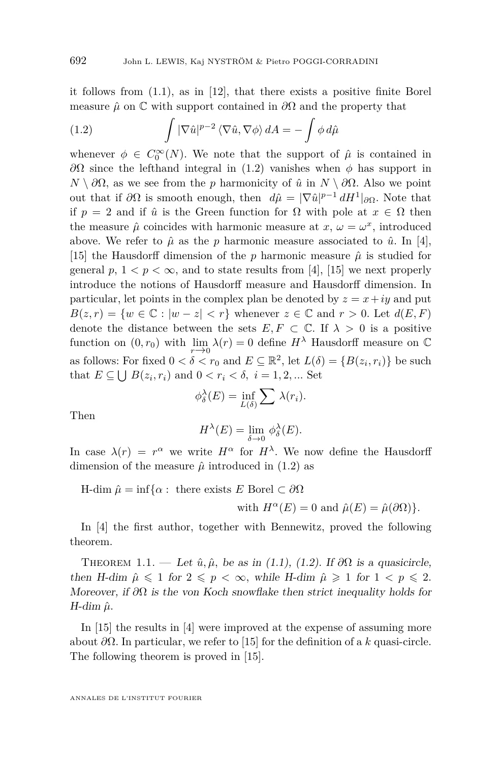it follows from (1.1), as in [12], that there exists a positive finite Borel measure $\hat{\mu}$ on $\mathbb{C}$ with support contained in $\partial\Omega$ and the property that

$$\int |\nabla \hat{u}|^{p-2} \langle \nabla \hat{u}, \nabla \phi \rangle \, dA = - \int \phi \, d\hat{\mu} \tag{1.2}$$

whenever $\phi \in C_0^\infty(N)$. We note that the support of $\hat{\mu}$ is contained in $\partial\Omega$ since the lefthand integral in (1.2) vanishes when $\phi$ has support in $N \setminus \partial\Omega$, as we see from the $p$ harmonicity of $\hat{u}$ in $N \setminus \partial\Omega$. Also we point out that if $\partial\Omega$ is smooth enough, then $d\hat{\mu} = |\nabla \hat{u}|^{p-1} \, dH^1|_{\partial\Omega}$. Note that if $p = 2$ and if $\hat{u}$ is the Green function for $\Omega$ with pole at $x \in \Omega$ then the measure $\hat{\mu}$ coincides with harmonic measure at $x$, $\omega = \omega^x$, introduced above. We refer to $\hat{\mu}$ as the $p$ harmonic measure associated to $\hat{u}$. In [4], [15] the Hausdorff dimension of the $p$ harmonic measure $\hat{\mu}$ is studied for general $p$, $1 < p < \infty$, and to state results from [4], [15] we next properly introduce the notions of Hausdorff measure and Hausdorff dimension. In particular, let points in the complex plan be denoted by $z = x + iy$ and put $B(z, r) = \{w \in \mathbb{C} : |w - z| < r\}$ whenever $z \in \mathbb{C}$ and $r > 0$. Let $d(E, F)$ denote the distance between the sets $E, F \subset \mathbb{C}$. If $\lambda > 0$ is a positive function on $(0, r_0)$ with $\lim_{r \to 0} \lambda(r) = 0$ define $H^\lambda$ Hausdorff measure on $\mathbb{C}$ as follows: For fixed $0 < \delta < r_0$ and $E \subseteq \mathbb{R}^2$, let $L(\delta) = \{B(z_i, r_i)\}$ be such that $E \subseteq \bigcup B(z_i, r_i)$ and $0 < r_i < \delta$, $i = 1, 2, \ldots$ Set

$$\phi_\delta^\lambda(E) = \inf_{L(\delta)} \sum \lambda(r_i).$$

Then

$$H^\lambda(E) = \lim_{\delta \to 0} \phi_\delta^\lambda(E).$$

In case $\lambda(r) = r^\alpha$ we write $H^\alpha$ for $H^\lambda$. We now define the Hausdorff dimension of the measure $\hat{\mu}$ introduced in (1.2) as

$$\text{H-dim } \hat{\mu} = \inf\{\alpha : \text{ there exists } E \text{ Borel} \subset \partial\Omega \text{ with } H^\alpha(E) = 0 \text{ and } \hat{\mu}(E) = \hat{\mu}(\partial\Omega)\}.$$

In [4] the first author, together with Bennewitz, proved the following theorem.

Theorem 1.1. — *Let $\hat{u}, \hat{\mu}$, be as in (1.1), (1.2). If $\partial\Omega$ is a quasicircle, then H-dim $\hat{\mu} \leqslant 1$ for $2 \leqslant p < \infty$, while H-dim $\hat{\mu} \geqslant 1$ for $1 < p \leqslant 2$. Moreover, if $\partial\Omega$ is the von Koch snowflake then strict inequality holds for H-dim $\hat{\mu}$.*

In [15] the results in [4] were improved at the expense of assuming more about $\partial\Omega$. In particular, we refer to [15] for the definition of a $k$ quasi-circle. The following theorem is proved in [15].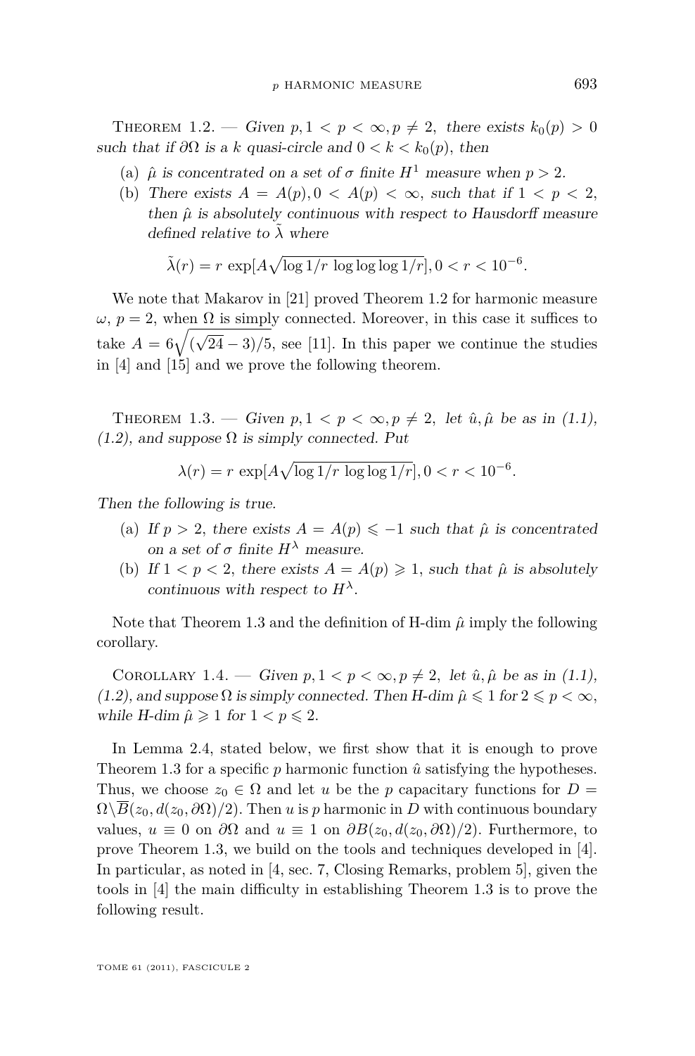Theorem 1.2. — *Given $p, 1 < p < \infty, p \neq 2$, there exists $k_0(p) > 0$ such that if $\partial\Omega$ is a $k$ quasi-circle and $0 < k < k_0(p)$, then*

(a) *$\hat{\mu}$ is concentrated on a set of $\sigma$ finite $H^1$ measure when $p > 2$.*

(b) *There exists $A = A(p), 0 < A(p) < \infty$, such that if $1 < p < 2$, then $\hat{\mu}$ is absolutely continuous with respect to Hausdorff measure defined relative to $\tilde{\lambda}$ where*

$$\tilde{\lambda}(r) = r \, \exp[A\sqrt{\log 1/r \, \log\log\log 1/r}], 0 < r < 10^{-6}.$$

We note that Makarov in [21] proved Theorem 1.2 for harmonic measure $\omega$, $p = 2$, when $\Omega$ is simply connected. Moreover, in this case it suffices to take $A = 6\sqrt{(\sqrt{24} - 3)/5}$, see [11]. In this paper we continue the studies in [4] and [15] and we prove the following theorem.

Theorem 1.3. — *Given $p, 1 < p < \infty, p \neq 2$, let $\hat{u}, \hat{\mu}$ be as in (1.1), (1.2), and suppose $\Omega$ is simply connected. Put*

$$\lambda(r) = r \, \exp[A\sqrt{\log 1/r \, \log\log 1/r}], 0 < r < 10^{-6}.$$

*Then the following is true.*

(a) *If $p > 2$, there exists $A = A(p) \leqslant -1$ such that $\hat{\mu}$ is concentrated on a set of $\sigma$ finite $H^\lambda$ measure.*

(b) *If $1 < p < 2$, there exists $A = A(p) \geqslant 1$, such that $\hat{\mu}$ is absolutely continuous with respect to $H^\lambda$.*

Note that Theorem 1.3 and the definition of H-dim $\hat{\mu}$ imply the following corollary.

Corollary 1.4. — *Given $p, 1 < p < \infty, p \neq 2$, let $\hat{u}, \hat{\mu}$ be as in (1.1), (1.2), and suppose $\Omega$ is simply connected. Then H-dim $\hat{\mu} \leqslant 1$ for $2 \leqslant p < \infty$, while H-dim $\hat{\mu} \geqslant 1$ for $1 < p \leqslant 2$.*

In Lemma 2.4, stated below, we first show that it is enough to prove Theorem 1.3 for a specific $p$ harmonic function $\hat{u}$ satisfying the hypotheses. Thus, we choose $z_0 \in \Omega$ and let $u$ be the $p$ capacitary functions for $D = \Omega \setminus \overline{B}(z_0, d(z_0, \partial\Omega)/2)$. Then $u$ is $p$ harmonic in $D$ with continuous boundary values, $u \equiv 0$ on $\partial\Omega$ and $u \equiv 1$ on $\partial B(z_0, d(z_0, \partial\Omega)/2)$. Furthermore, to prove Theorem 1.3, we build on the tools and techniques developed in [4]. In particular, as noted in [4, sec. 7, Closing Remarks, problem 5], given the tools in [4] the main difficulty in establishing Theorem 1.3 is to prove the following result.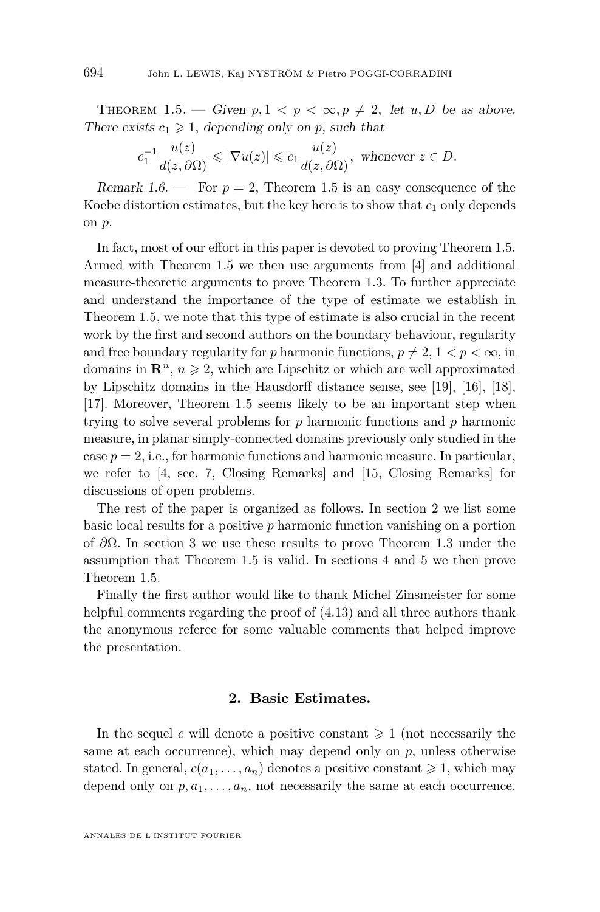Theorem 1.5. — *Given $p, 1 < p < \infty, p \neq 2$, let $u, D$ be as above. There exists $c_1 \geqslant 1$, depending only on $p$, such that*

$$c_1^{-1} \frac{u(z)}{d(z, \partial\Omega)} \leqslant |\nabla u(z)| \leqslant c_1 \frac{u(z)}{d(z, \partial\Omega)}, \text{ whenever } z \in D.$$

*Remark 1.6.* — For $p = 2$, Theorem 1.5 is an easy consequence of the Koebe distortion estimates, but the key here is to show that $c_1$ only depends on $p$.

In fact, most of our effort in this paper is devoted to proving Theorem 1.5. Armed with Theorem 1.5 we then use arguments from [4] and additional measure-theoretic arguments to prove Theorem 1.3. To further appreciate and understand the importance of the type of estimate we establish in Theorem 1.5, we note that this type of estimate is also crucial in the recent work by the first and second authors on the boundary behaviour, regularity and free boundary regularity for $p$ harmonic functions, $p \neq 2$, $1 < p < \infty$, in domains in $\mathbf{R}^n$, $n \geqslant 2$, which are Lipschitz or which are well approximated by Lipschitz domains in the Hausdorff distance sense, see [19], [16], [18], [17]. Moreover, Theorem 1.5 seems likely to be an important step when trying to solve several problems for $p$ harmonic functions and $p$ harmonic measure, in planar simply-connected domains previously only studied in the case $p = 2$, i.e., for harmonic functions and harmonic measure. In particular, we refer to [4, sec. 7, Closing Remarks] and [15, Closing Remarks] for discussions of open problems.

The rest of the paper is organized as follows. In section 2 we list some basic local results for a positive $p$ harmonic function vanishing on a portion of $\partial\Omega$. In section 3 we use these results to prove Theorem 1.3 under the assumption that Theorem 1.5 is valid. In sections 4 and 5 we then prove Theorem 1.5.

Finally the first author would like to thank Michel Zinsmeister for some helpful comments regarding the proof of (4.13) and all three authors thank the anonymous referee for some valuable comments that helped improve the presentation.

## 2. Basic Estimates.

In the sequel $c$ will denote a positive constant $\geqslant 1$ (not necessarily the same at each occurrence), which may depend only on $p$, unless otherwise stated. In general, $c(a_1, \ldots, a_n)$ denotes a positive constant $\geqslant 1$, which may depend only on $p, a_1, \ldots, a_n$, not necessarily the same at each occurrence.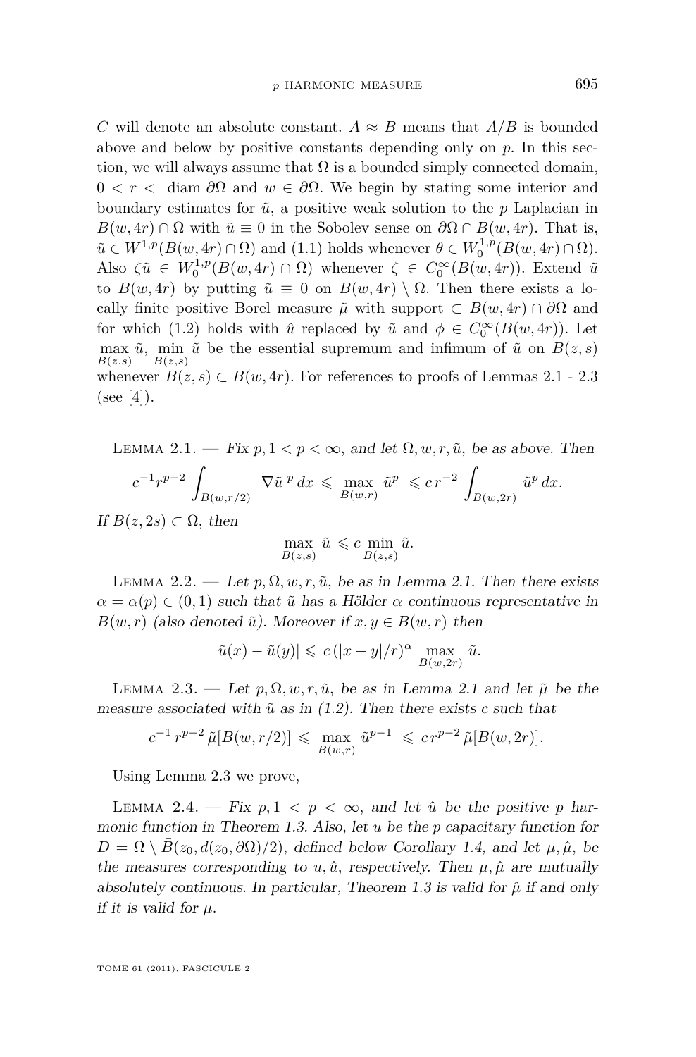$C$ will denote an absolute constant. $A \approx B$ means that $A/B$ is bounded above and below by positive constants depending only on $p$. In this section, we will always assume that $\Omega$ is a bounded simply connected domain, $0 < r <$ diam $\partial\Omega$ and $w \in \partial\Omega$. We begin by stating some interior and boundary estimates for $\tilde{u}$, a positive weak solution to the $p$ Laplacian in $B(w, 4r) \cap \Omega$ with $\tilde{u} \equiv 0$ in the Sobolev sense on $\partial\Omega \cap B(w, 4r)$. That is, $\tilde{u} \in W^{1,p}(B(w, 4r) \cap \Omega)$ and (1.1) holds whenever $\theta \in W_0^{1,p}(B(w, 4r) \cap \Omega)$. Also $\zeta\tilde{u} \in W_0^{1,p}(B(w, 4r) \cap \Omega)$ whenever $\zeta \in C_0^\infty(B(w, 4r))$. Extend $\tilde{u}$ to $B(w, 4r)$ by putting $\tilde{u} \equiv 0$ on $B(w, 4r) \setminus \Omega$. Then there exists a locally finite positive Borel measure $\tilde{\mu}$ with support $\subset B(w, 4r) \cap \partial\Omega$ and for which (1.2) holds with $\hat{u}$ replaced by $\tilde{u}$ and $\phi \in C_0^\infty(B(w, 4r))$. Let $\max_{B(z,s)} \tilde{u}$, $\min_{B(z,s)} \tilde{u}$ be the essential supremum and infimum of $\tilde{u}$ on $B(z, s)$ whenever $B(z, s) \subset B(w, 4r)$. For references to proofs of Lemmas 2.1 - 2.3 (see [4]).

Lemma 2.1. — *Fix $p, 1 < p < \infty$, and let $\Omega, w, r, \tilde{u}$, be as above. Then*

$$c^{-1} r^{p-2} \int_{B(w,r/2)} |\nabla \tilde{u}|^p \, dx \leqslant \max_{B(w,r)} \tilde{u}^p \leqslant c \, r^{-2} \int_{B(w,2r)} \tilde{u}^p \, dx.$$

*If $B(z, 2s) \subset \Omega$, then*

$$\max_{B(z,s)} \tilde{u} \leqslant c \min_{B(z,s)} \tilde{u}.$$

Lemma 2.2. — *Let $p, \Omega, w, r, \tilde{u}$, be as in Lemma 2.1. Then there exists $\alpha = \alpha(p) \in (0, 1)$ such that $\tilde{u}$ has a Hölder $\alpha$ continuous representative in $B(w, r)$ (also denoted $\tilde{u}$). Moreover if $x, y \in B(w, r)$ then*

$$|\tilde{u}(x) - \tilde{u}(y)| \leqslant c \, (|x - y|/r)^\alpha \max_{B(w,2r)} \tilde{u}.$$

Lemma 2.3. — *Let $p, \Omega, w, r, \tilde{u}$, be as in Lemma 2.1 and let $\tilde{\mu}$ be the measure associated with $\tilde{u}$ as in (1.2). Then there exists $c$ such that*

$$c^{-1} \, r^{p-2} \, \tilde{\mu}[B(w, r/2)] \leqslant \max_{B(w,r)} \tilde{u}^{p-1} \leqslant c \, r^{p-2} \, \tilde{\mu}[B(w, 2r)].$$

Using Lemma 2.3 we prove,

Lemma 2.4. — *Fix $p, 1 < p < \infty$, and let $\hat{u}$ be the positive $p$ harmonic function in Theorem 1.3. Also, let $u$ be the $p$ capacitary function for $D = \Omega \setminus \bar{B}(z_0, d(z_0, \partial\Omega)/2)$, defined below Corollary 1.4, and let $\mu, \hat{\mu}$, be the measures corresponding to $u, \hat{u}$, respectively. Then $\mu, \hat{\mu}$ are mutually absolutely continuous. In particular, Theorem 1.3 is valid for $\hat{\mu}$ if and only if it is valid for $\mu$.*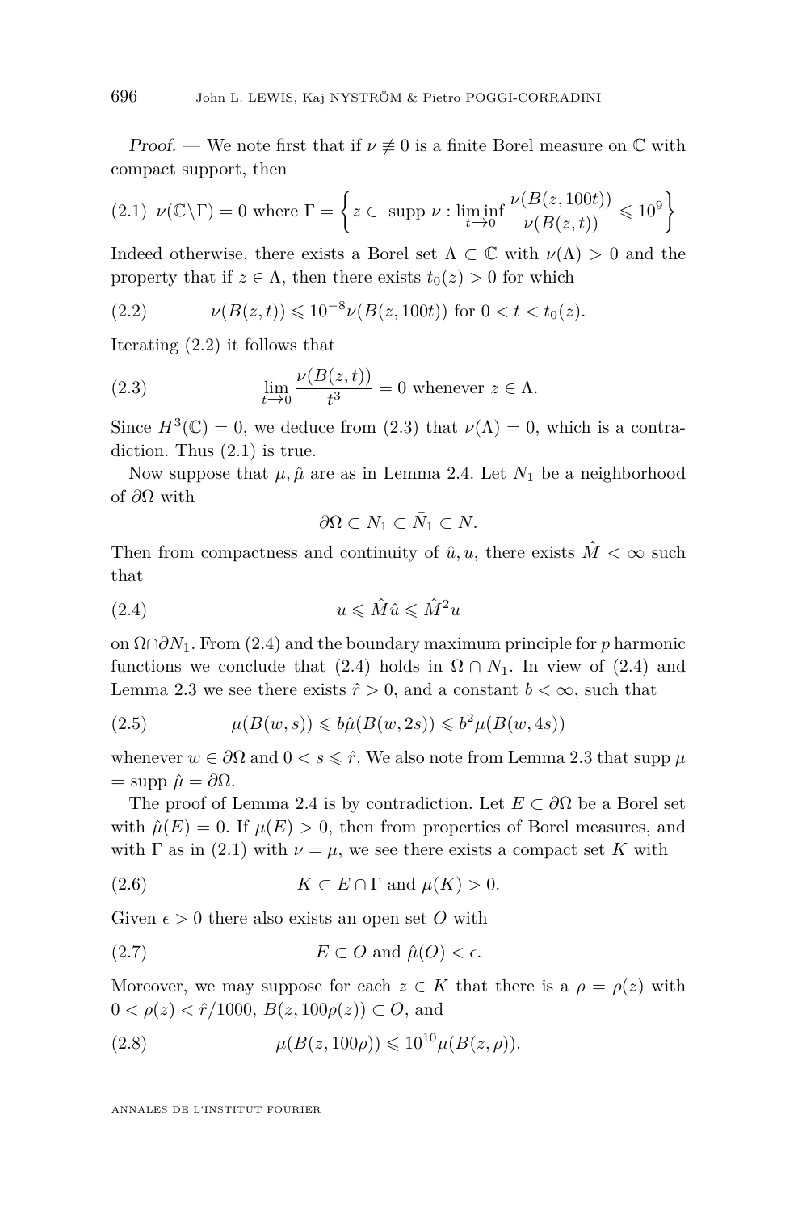*Proof.* — We note first that if $\nu \not\equiv 0$ is a finite Borel measure on $\mathbb{C}$ with compact support, then

$$\nu(\mathbb{C}\backslash\Gamma) = 0 \text{ where } \Gamma = \left\{ z \in \text{ supp } \nu : \liminf_{t\to 0} \frac{\nu(B(z,100t))}{\nu(B(z,t))} \leqslant 10^9 \right\} \tag{2.1}$$

Indeed otherwise, there exists a Borel set $\Lambda \subset \mathbb{C}$ with $\nu(\Lambda) > 0$ and the property that if $z \in \Lambda$, then there exists $t_0(z) > 0$ for which

$$\nu(B(z,t)) \leqslant 10^{-8}\nu(B(z,100t)) \text{ for } 0 < t < t_0(z). \tag{2.2}$$

Iterating (2.2) it follows that

$$\lim_{t\to 0} \frac{\nu(B(z,t))}{t^3} = 0 \text{ whenever } z \in \Lambda. \tag{2.3}$$

Since $H^3(\mathbb{C}) = 0$, we deduce from (2.3) that $\nu(\Lambda) = 0$, which is a contradiction. Thus (2.1) is true.

Now suppose that $\mu, \hat{\mu}$ are as in Lemma 2.4. Let $N_1$ be a neighborhood of $\partial\Omega$ with

$$\partial\Omega \subset N_1 \subset \bar{N}_1 \subset N.$$

Then from compactness and continuity of $\hat{u}, u$, there exists $\hat{M} < \infty$ such that

$$u \leqslant \hat{M}\hat{u} \leqslant \hat{M}^2 u \tag{2.4}$$

on $\Omega \cap \partial N_1$. From (2.4) and the boundary maximum principle for $p$ harmonic functions we conclude that (2.4) holds in $\Omega \cap N_1$. In view of (2.4) and Lemma 2.3 we see there exists $\hat{r} > 0$, and a constant $b < \infty$, such that

$$\mu(B(w,s)) \leqslant b\hat{\mu}(B(w,2s)) \leqslant b^2\mu(B(w,4s)) \tag{2.5}$$

whenever $w \in \partial\Omega$ and $0 < s \leqslant \hat{r}$. We also note from Lemma 2.3 that supp $\mu$ = supp $\hat{\mu} = \partial\Omega$.

The proof of Lemma 2.4 is by contradiction. Let $E \subset \partial\Omega$ be a Borel set with $\hat{\mu}(E) = 0$. If $\mu(E) > 0$, then from properties of Borel measures, and with $\Gamma$ as in (2.1) with $\nu = \mu$, we see there exists a compact set $K$ with

$$K \subset E \cap \Gamma \text{ and } \mu(K) > 0. \tag{2.6}$$

Given $\epsilon > 0$ there also exists an open set $O$ with

$$E \subset O \text{ and } \hat{\mu}(O) < \epsilon. \tag{2.7}$$

Moreover, we may suppose for each $z \in K$ that there is a $\rho = \rho(z)$ with $0 < \rho(z) < \hat{r}/1000$, $\bar{B}(z, 100\rho(z)) \subset O$, and

$$\mu(B(z,100\rho)) \leqslant 10^{10}\mu(B(z,\rho)). \tag{2.8}$$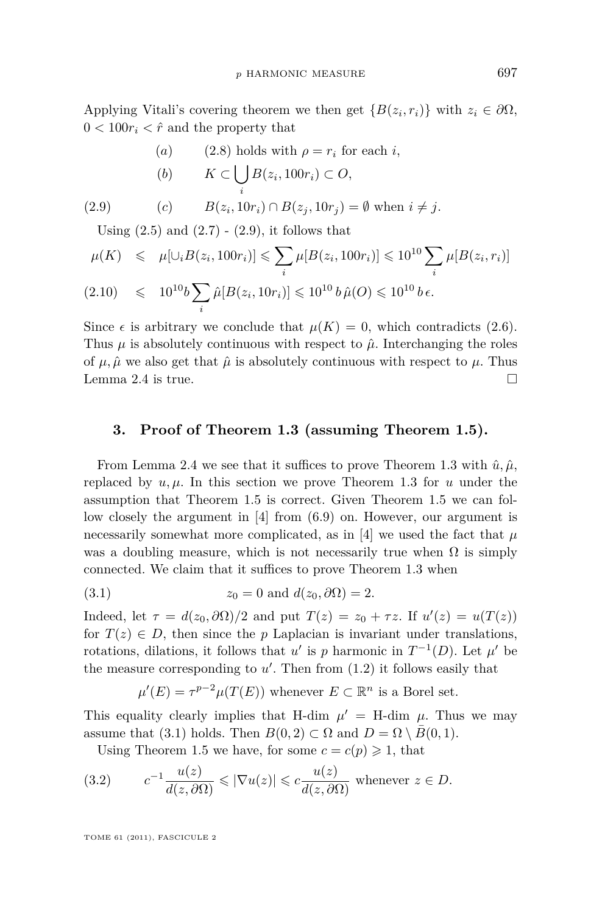Applying Vitali's covering theorem we then get $\{B(z_i, r_i)\}$ with $z_i \in \partial\Omega$, $0 < 100r_i < \hat{r}$ and the property that

$$
\begin{aligned}
&(a) \qquad (2.8) \text{ holds with } \rho = r_i \text{ for each } i,\\
&(b) \qquad K \subset \bigcup_i B(z_i, 100r_i) \subset O,\\
&(c) \qquad B(z_i, 10r_i) \cap B(z_j, 10r_j) = \emptyset \text{ when } i \neq j.
\end{aligned} \tag{2.9}
$$

Using (2.5) and (2.7) - (2.9), it follows that

$$
\begin{aligned}
\mu(K) &\leqslant \mu[\cup_i B(z_i, 100r_i)] \leqslant \sum_i \mu[B(z_i, 100r_i)] \leqslant 10^{10} \sum_i \mu[B(z_i, r_i)]\\
&\leqslant 10^{10} b \sum_i \hat{\mu}[B(z_i, 10r_i)] \leqslant 10^{10}\, b\, \hat{\mu}(O) \leqslant 10^{10}\, b\, \epsilon.
\end{aligned} \tag{2.10}
$$

Since $\epsilon$ is arbitrary we conclude that $\mu(K) = 0$, which contradicts (2.6). Thus $\mu$ is absolutely continuous with respect to $\hat{\mu}$. Interchanging the roles of $\mu, \hat{\mu}$ we also get that $\hat{\mu}$ is absolutely continuous with respect to $\mu$. Thus Lemma 2.4 is true. □

## 3. Proof of Theorem 1.3 (assuming Theorem 1.5).

From Lemma 2.4 we see that it suffices to prove Theorem 1.3 with $\hat{u}, \hat{\mu}$, replaced by $u, \mu$. In this section we prove Theorem 1.3 for $u$ under the assumption that Theorem 1.5 is correct. Given Theorem 1.5 we can follow closely the argument in [4] from (6.9) on. However, our argument is necessarily somewhat more complicated, as in [4] we used the fact that $\mu$ was a doubling measure, which is not necessarily true when $\Omega$ is simply connected. We claim that it suffices to prove Theorem 1.3 when

$$
z_0 = 0 \text{ and } d(z_0, \partial\Omega) = 2. \tag{3.1}
$$

Indeed, let $\tau = d(z_0, \partial\Omega)/2$ and put $T(z) = z_0 + \tau z$. If $u'(z) = u(T(z))$ for $T(z) \in D$, then since the $p$ Laplacian is invariant under translations, rotations, dilations, it follows that $u'$ is $p$ harmonic in $T^{-1}(D)$. Let $\mu'$ be the measure corresponding to $u'$. Then from (1.2) it follows easily that

$$
\mu'(E) = \tau^{p-2} \mu(T(E)) \text{ whenever } E \subset \mathbb{R}^n \text{ is a Borel set.}
$$

This equality clearly implies that H-dim $\mu'$ = H-dim $\mu$. Thus we may assume that (3.1) holds. Then $B(0, 2) \subset \Omega$ and $D = \Omega \setminus \bar{B}(0, 1)$.

Using Theorem 1.5 we have, for some $c = c(p) \geqslant 1$, that

$$
c^{-1} \frac{u(z)}{d(z, \partial\Omega)} \leqslant |\nabla u(z)| \leqslant c \frac{u(z)}{d(z, \partial\Omega)} \text{ whenever } z \in D. \tag{3.2}
$$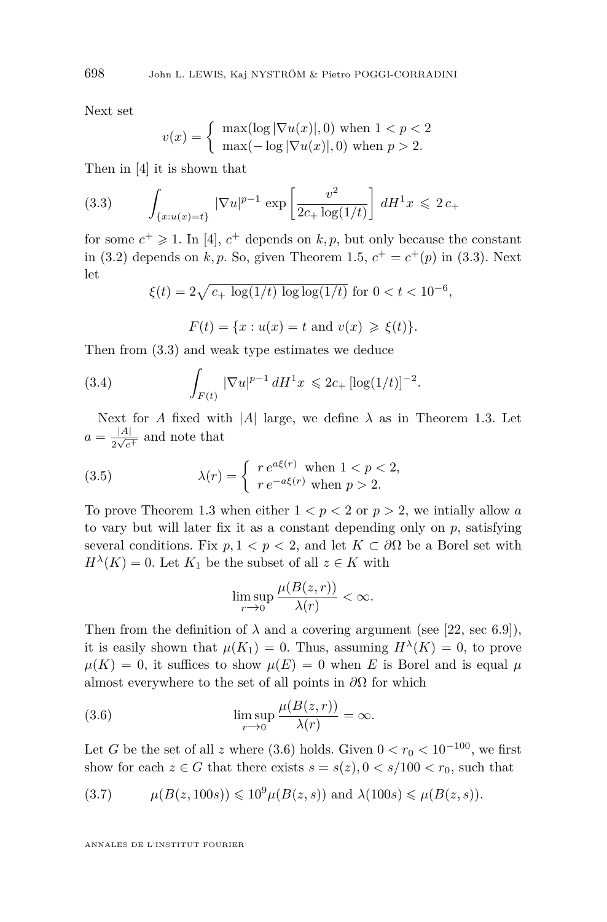Next set

$$v(x) = \begin{cases} \max(\log |\nabla u(x)|, 0) \text{ when } 1 < p < 2 \\ \max(-\log |\nabla u(x)|, 0) \text{ when } p > 2. \end{cases}$$

Then in [4] it is shown that

$$\int_{\{x:u(x)=t\}} |\nabla u|^{p-1} \exp\left[\frac{v^2}{2c_+ \log(1/t)}\right] dH^1x \leqslant 2\,c_+ \tag{3.3}$$

for some $c^+ \geqslant 1$. In [4], $c^+$ depends on $k, p$, but only because the constant in (3.2) depends on $k, p$. So, given Theorem 1.5, $c^+ = c^+(p)$ in (3.3). Next let

$$\xi(t) = 2\sqrt{c_+ \log(1/t) \log\log(1/t)} \text{ for } 0 < t < 10^{-6},$$

$$F(t) = \{x : u(x) = t \text{ and } v(x) \geqslant \xi(t)\}.$$

Then from (3.3) and weak type estimates we deduce

$$\int_{F(t)} |\nabla u|^{p-1}\, dH^1x \leqslant 2c_+ [\log(1/t)]^{-2}. \tag{3.4}$$

Next for $A$ fixed with $|A|$ large, we define $\lambda$ as in Theorem 1.3. Let $a = \frac{|A|}{2\sqrt{c^+}}$ and note that

$$\lambda(r) = \begin{cases} r\, e^{a\xi(r)} \text{ when } 1 < p < 2, \\ r\, e^{-a\xi(r)} \text{ when } p > 2. \end{cases} \tag{3.5}$$

To prove Theorem 1.3 when either $1 < p < 2$ or $p > 2$, we intially allow $a$ to vary but will later fix it as a constant depending only on $p$, satisfying several conditions. Fix $p, 1 < p < 2$, and let $K \subset \partial\Omega$ be a Borel set with $H^\lambda(K) = 0$. Let $K_1$ be the subset of all $z \in K$ with

$$\limsup_{r \to 0} \frac{\mu(B(z,r))}{\lambda(r)} < \infty.$$

Then from the definition of $\lambda$ and a covering argument (see [22, sec 6.9]), it is easily shown that $\mu(K_1) = 0$. Thus, assuming $H^\lambda(K) = 0$, to prove $\mu(K) = 0$, it suffices to show $\mu(E) = 0$ when $E$ is Borel and is equal $\mu$ almost everywhere to the set of all points in $\partial\Omega$ for which

$$\limsup_{r \to 0} \frac{\mu(B(z,r))}{\lambda(r)} = \infty. \tag{3.6}$$

Let $G$ be the set of all $z$ where (3.6) holds. Given $0 < r_0 < 10^{-100}$, we first show for each $z \in G$ that there exists $s = s(z), 0 < s/100 < r_0$, such that

$$\mu(B(z, 100s)) \leqslant 10^9 \mu(B(z,s)) \text{ and } \lambda(100s) \leqslant \mu(B(z,s)). \tag{3.7}$$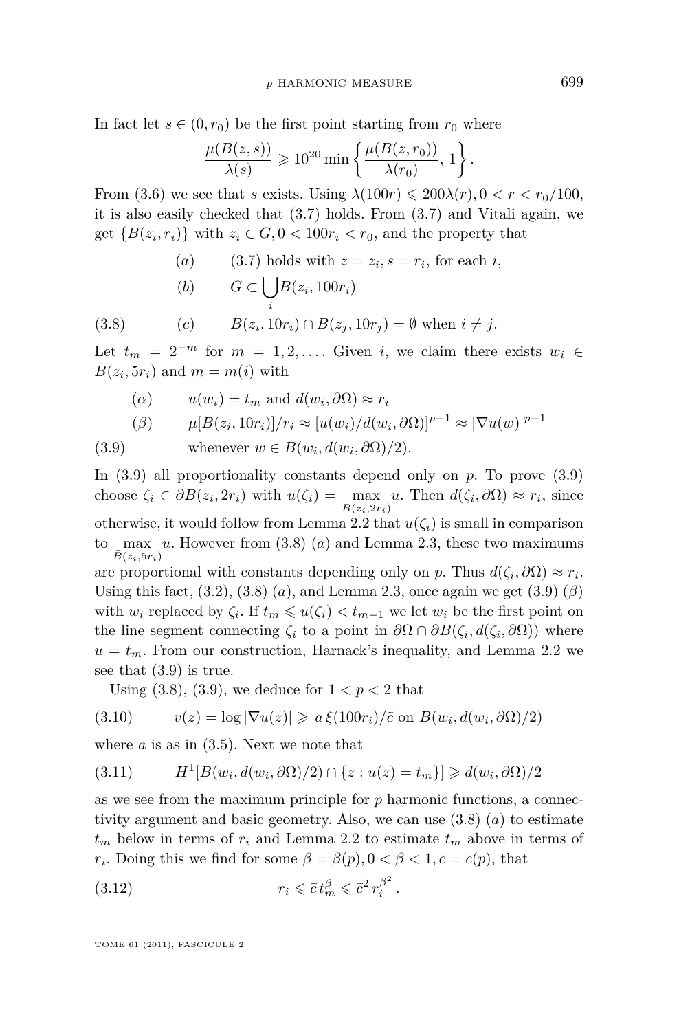In fact let $s \in (0, r_0)$ be the first point starting from $r_0$ where

$$\frac{\mu(B(z,s))}{\lambda(s)} \geqslant 10^{20} \min\left\{\frac{\mu(B(z,r_0))}{\lambda(r_0)}, 1\right\}.$$

From (3.6) we see that $s$ exists. Using $\lambda(100r) \leqslant 200\lambda(r), 0 < r < r_0/100$, it is also easily checked that (3.7) holds. From (3.7) and Vitali again, we get $\{B(z_i, r_i)\}$ with $z_i \in G, 0 < 100r_i < r_0$, and the property that

$$\begin{aligned}
&(a) \qquad \text{(3.7) holds with } z = z_i, s = r_i, \text{ for each } i,\\
&(b) \qquad G \subset \bigcup_i B(z_i, 100r_i)\\
&(c) \qquad B(z_i, 10r_i) \cap B(z_j, 10r_j) = \emptyset \text{ when } i \neq j.
\end{aligned} \tag{3.8}$$

Let $t_m = 2^{-m}$ for $m = 1, 2, \ldots$. Given $i$, we claim there exists $w_i \in B(z_i, 5r_i)$ and $m = m(i)$ with

$$\begin{aligned}
&(\alpha) \qquad u(w_i) = t_m \text{ and } d(w_i, \partial\Omega) \approx r_i\\
&(\beta) \qquad \mu[B(z_i, 10r_i)]/r_i \approx [u(w_i)/d(w_i, \partial\Omega)]^{p-1} \approx |\nabla u(w)|^{p-1}\\
&\qquad\qquad \text{whenever } w \in B(w_i, d(w_i, \partial\Omega)/2).
\end{aligned} \tag{3.9}$$

In (3.9) all proportionality constants depend only on $p$. To prove (3.9) choose $\zeta_i \in \partial B(z_i, 2r_i)$ with $u(\zeta_i) = \max_{\bar{B}(z_i, 2r_i)} u$. Then $d(\zeta_i, \partial\Omega) \approx r_i$, since otherwise, it would follow from Lemma 2.2 that $u(\zeta_i)$ is small in comparison to $\max_{\bar{B}(z_i, 5r_i)} u$. However from (3.8) $(a)$ and Lemma 2.3, these two maximums are proportional with constants depending only on $p$. Thus $d(\zeta_i, \partial\Omega) \approx r_i$. Using this fact, (3.2), (3.8) $(a)$, and Lemma 2.3, once again we get (3.9) $(\beta)$ with $w_i$ replaced by $\zeta_i$. If $t_m \leqslant u(\zeta_i) < t_{m-1}$ we let $w_i$ be the first point on the line segment connecting $\zeta_i$ to a point in $\partial\Omega \cap \partial B(\zeta_i, d(\zeta_i, \partial\Omega))$ where $u = t_m$. From our construction, Harnack's inequality, and Lemma 2.2 we see that (3.9) is true.

Using (3.8), (3.9), we deduce for $1 < p < 2$ that

$$v(z) = \log|\nabla u(z)| \geqslant a\,\xi(100r_i)/\tilde{c} \text{ on } B(w_i, d(w_i, \partial\Omega)/2) \tag{3.10}$$

where $a$ is as in (3.5). Next we note that

$$H^1[B(w_i, d(w_i, \partial\Omega)/2) \cap \{z : u(z) = t_m\}] \geqslant d(w_i, \partial\Omega)/2 \tag{3.11}$$

as we see from the maximum principle for $p$ harmonic functions, a connectivity argument and basic geometry. Also, we can use (3.8) $(a)$ to estimate $t_m$ below in terms of $r_i$ and Lemma 2.2 to estimate $t_m$ above in terms of $r_i$. Doing this we find for some $\beta = \beta(p), 0 < \beta < 1, \bar{c} = \bar{c}(p)$, that

$$r_i \leqslant \bar{c}\, t_m^{\beta} \leqslant \bar{c}^2\, r_i^{\beta^2}. \tag{3.12}$$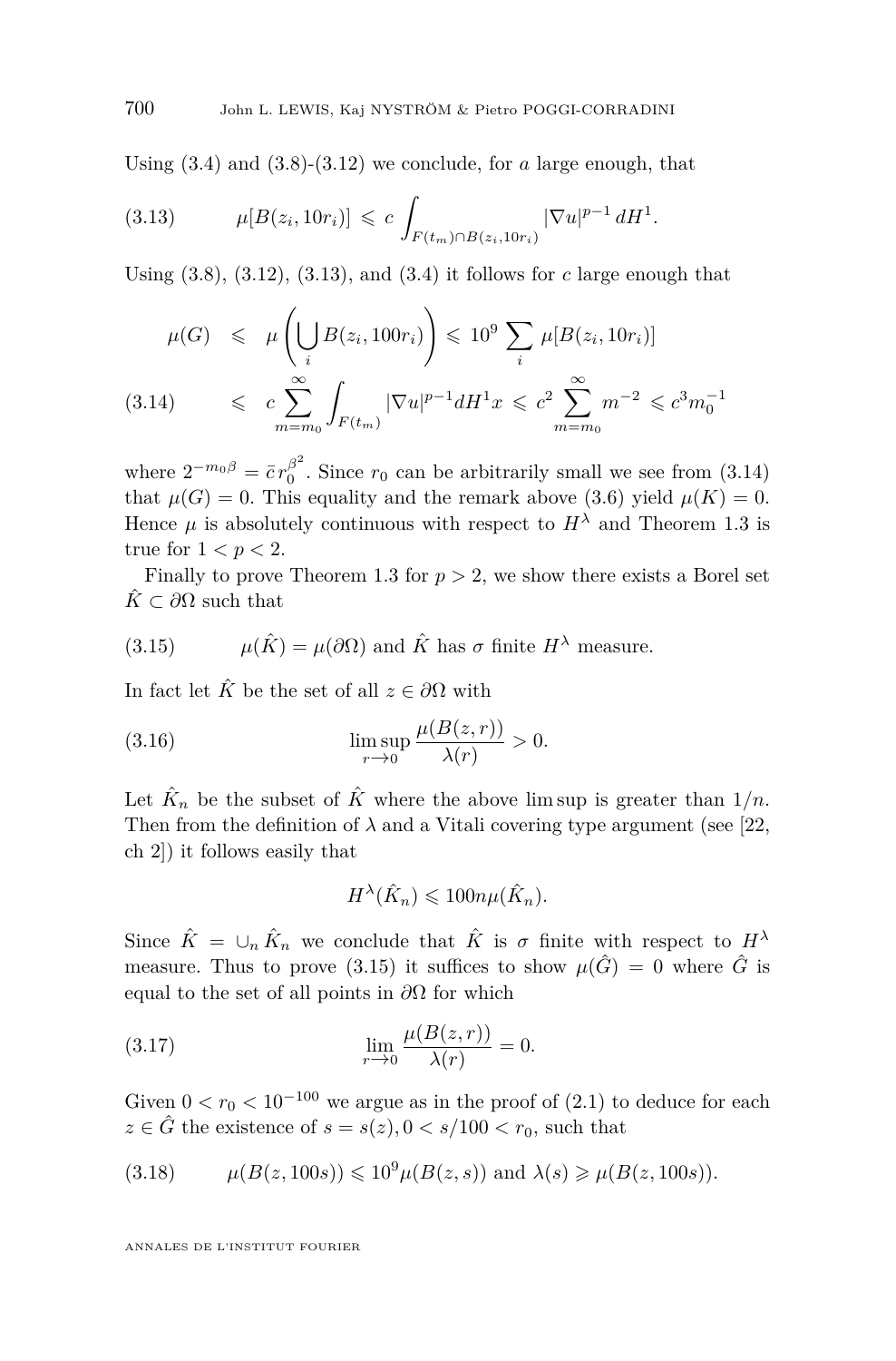Using (3.4) and (3.8)-(3.12) we conclude, for $a$ large enough, that

$$\mu[B(z_i, 10r_i)] \leqslant c \int_{F(t_m)\cap B(z_i,10r_i)} |\nabla u|^{p-1}\, dH^1. \tag{3.13}$$

Using (3.8), (3.12), (3.13), and (3.4) it follows for $c$ large enough that

$$\begin{aligned}
\mu(G) &\leqslant \mu\left(\bigcup_i B(z_i, 100r_i)\right) \leqslant 10^9 \sum_i \mu[B(z_i, 10r_i)] \\
&\leqslant c \sum_{m=m_0}^{\infty} \int_{F(t_m)} |\nabla u|^{p-1} dH^1 x \leqslant c^2 \sum_{m=m_0}^{\infty} m^{-2} \leqslant c^3 m_0^{-1}
\end{aligned} \tag{3.14}$$

where $2^{-m_0\beta} = \bar{c}\, r_0^{\beta^2}$. Since $r_0$ can be arbitrarily small we see from (3.14) that $\mu(G) = 0$. This equality and the remark above (3.6) yield $\mu(K) = 0$. Hence $\mu$ is absolutely continuous with respect to $H^\lambda$ and Theorem 1.3 is true for $1 < p < 2$.

Finally to prove Theorem 1.3 for $p > 2$, we show there exists a Borel set $\hat{K} \subset \partial\Omega$ such that

$$\mu(\hat{K}) = \mu(\partial\Omega) \text{ and } \hat{K} \text{ has } \sigma \text{ finite } H^\lambda \text{ measure.} \tag{3.15}$$

In fact let $\hat{K}$ be the set of all $z \in \partial\Omega$ with

$$\limsup_{r\to 0} \frac{\mu(B(z,r))}{\lambda(r)} > 0. \tag{3.16}$$

Let $\hat{K}_n$ be the subset of $\hat{K}$ where the above lim sup is greater than $1/n$. Then from the definition of $\lambda$ and a Vitali covering type argument (see [22, ch 2]) it follows easily that

$$H^\lambda(\hat{K}_n) \leqslant 100 n \mu(\hat{K}_n).$$

Since $\hat{K} = \cup_n \hat{K}_n$ we conclude that $\hat{K}$ is $\sigma$ finite with respect to $H^\lambda$ measure. Thus to prove (3.15) it suffices to show $\mu(\hat{G}) = 0$ where $\hat{G}$ is equal to the set of all points in $\partial\Omega$ for which

$$\lim_{r\to 0} \frac{\mu(B(z,r))}{\lambda(r)} = 0. \tag{3.17}$$

Given $0 < r_0 < 10^{-100}$ we argue as in the proof of (2.1) to deduce for each $z \in \hat{G}$ the existence of $s = s(z), 0 < s/100 < r_0$, such that

$$\mu(B(z, 100s)) \leqslant 10^9 \mu(B(z,s)) \text{ and } \lambda(s) \geqslant \mu(B(z, 100s)). \tag{3.18}$$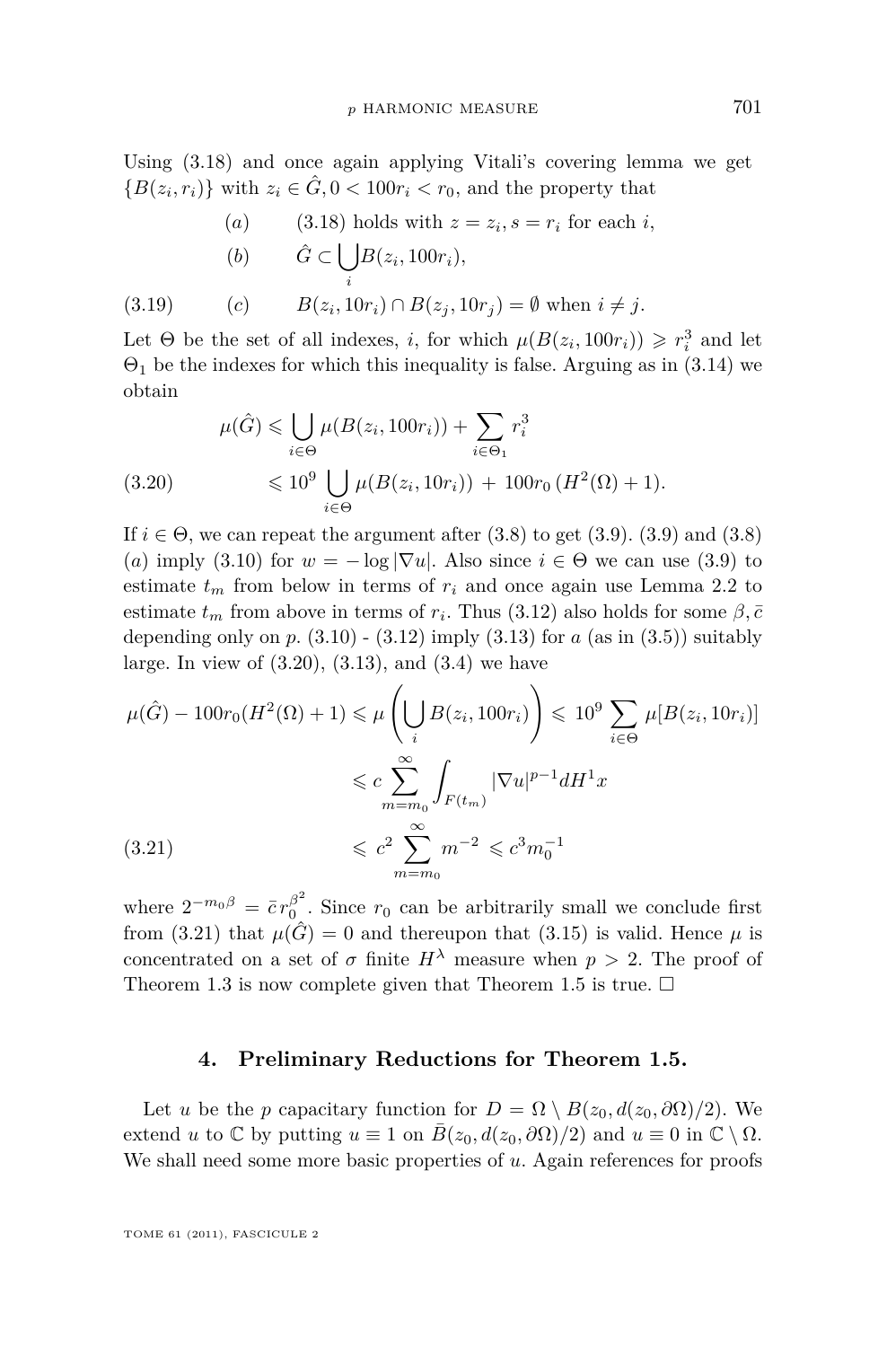Using (3.18) and once again applying Vitali's covering lemma we get $\{B(z_i, r_i)\}$ with $z_i \in \hat{G}, 0 < 100r_i < r_0$, and the property that

$$
\begin{aligned}
&(a) \qquad (3.18) \text{ holds with } z = z_i, s = r_i \text{ for each } i,\\
&(b) \qquad \hat{G} \subset \bigcup_i B(z_i, 100r_i),\\
&(c) \qquad B(z_i, 10r_i) \cap B(z_j, 10r_j) = \emptyset \text{ when } i \neq j.
\end{aligned} \tag{3.19}
$$

Let $\Theta$ be the set of all indexes, $i$, for which $\mu(B(z_i, 100r_i)) \geqslant r_i^3$ and let $\Theta_1$ be the indexes for which this inequality is false. Arguing as in (3.14) we obtain

$$
\begin{aligned}
\mu(\hat{G}) &\leqslant \bigcup_{i \in \Theta} \mu(B(z_i, 100r_i)) + \sum_{i \in \Theta_1} r_i^3 \\
&\leqslant 10^9 \bigcup_{i \in \Theta} \mu(B(z_i, 10r_i)) \, + \, 100r_0 \, (H^2(\Omega) + 1).
\end{aligned} \tag{3.20}
$$

If $i \in \Theta$, we can repeat the argument after (3.8) to get (3.9). (3.9) and (3.8) $(a)$ imply (3.10) for $w = -\log|\nabla u|$. Also since $i \in \Theta$ we can use (3.9) to estimate $t_m$ from below in terms of $r_i$ and once again use Lemma 2.2 to estimate $t_m$ from above in terms of $r_i$. Thus (3.12) also holds for some $\beta, \bar{c}$ depending only on $p$. (3.10) - (3.12) imply (3.13) for $a$ (as in (3.5)) suitably large. In view of (3.20), (3.13), and (3.4) we have

$$
\begin{aligned}
\mu(\hat{G}) - 100r_0(H^2(\Omega)+1) \leqslant \mu\left(\bigcup_i B(z_i, 100r_i)\right) &\leqslant 10^9 \sum_{i \in \Theta} \mu[B(z_i, 10r_i)] \\
&\leqslant c \sum_{m=m_0}^{\infty} \int_{F(t_m)} |\nabla u|^{p-1} dH^1 x \\
&\leqslant c^2 \sum_{m=m_0}^{\infty} m^{-2} \leqslant c^3 m_0^{-1}
\end{aligned} \tag{3.21}
$$

where $2^{-m_0\beta} = \bar{c}\, r_0^{\beta^2}$. Since $r_0$ can be arbitrarily small we conclude first from (3.21) that $\mu(\hat{G}) = 0$ and thereupon that (3.15) is valid. Hence $\mu$ is concentrated on a set of $\sigma$ finite $H^\lambda$ measure when $p > 2$. The proof of Theorem 1.3 is now complete given that Theorem 1.5 is true. □

## 4. Preliminary Reductions for Theorem 1.5.

Let $u$ be the $p$ capacitary function for $D = \Omega \setminus B(z_0, d(z_0, \partial\Omega)/2)$. We extend $u$ to $\mathbb{C}$ by putting $u \equiv 1$ on $\bar{B}(z_0, d(z_0, \partial\Omega)/2)$ and $u \equiv 0$ in $\mathbb{C} \setminus \Omega$. We shall need some more basic properties of $u$. Again references for proofs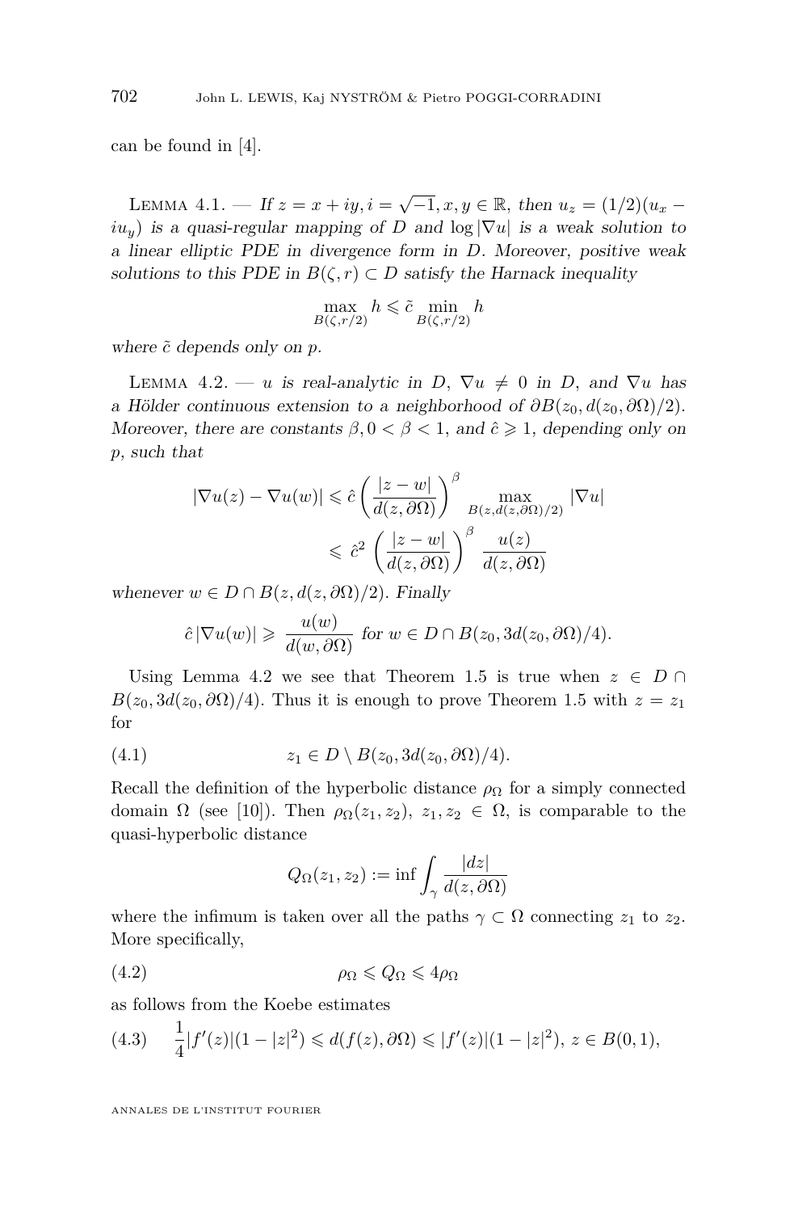can be found in [4].

Lemma 4.1. — *If $z = x + iy, i = \sqrt{-1}, x, y \in \mathbb{R}$, then $u_z = (1/2)(u_x - iu_y)$ is a quasi-regular mapping of $D$ and $\log|\nabla u|$ is a weak solution to a linear elliptic PDE in divergence form in $D$. Moreover, positive weak solutions to this PDE in $B(\zeta, r) \subset D$ satisfy the Harnack inequality*

$$\max_{B(\zeta, r/2)} h \leqslant \tilde{c} \min_{B(\zeta, r/2)} h$$

*where $\tilde{c}$ depends only on $p$.*

Lemma 4.2. — *$u$ is real-analytic in $D$, $\nabla u \neq 0$ in $D$, and $\nabla u$ has a Hölder continuous extension to a neighborhood of $\partial B(z_0, d(z_0, \partial\Omega)/2)$. Moreover, there are constants $\beta, 0 < \beta < 1$, and $\hat{c} \geqslant 1$, depending only on $p$, such that*

$$\begin{aligned} |\nabla u(z) - \nabla u(w)| &\leqslant \hat{c} \left( \frac{|z - w|}{d(z, \partial\Omega)} \right)^{\beta} \max_{B(z, d(z, \partial\Omega)/2)} |\nabla u| \\ &\leqslant \hat{c}^2 \left( \frac{|z - w|}{d(z, \partial\Omega)} \right)^{\beta} \frac{u(z)}{d(z, \partial\Omega)} \end{aligned}$$

*whenever $w \in D \cap B(z, d(z, \partial\Omega)/2)$. Finally*

$$\hat{c}\,|\nabla u(w)| \geqslant \frac{u(w)}{d(w, \partial\Omega)} \text{ for } w \in D \cap B(z_0, 3d(z_0, \partial\Omega)/4).$$

Using Lemma 4.2 we see that Theorem 1.5 is true when $z \in D \cap B(z_0, 3d(z_0, \partial\Omega)/4)$. Thus it is enough to prove Theorem 1.5 with $z = z_1$ for

$$z_1 \in D \setminus B(z_0, 3d(z_0, \partial\Omega)/4). \tag{4.1}$$

Recall the definition of the hyperbolic distance $\rho_\Omega$ for a simply connected domain $\Omega$ (see [10]). Then $\rho_\Omega(z_1, z_2)$, $z_1, z_2 \in \Omega$, is comparable to the quasi-hyperbolic distance

$$Q_\Omega(z_1, z_2) := \inf \int_\gamma \frac{|dz|}{d(z, \partial\Omega)}$$

where the infimum is taken over all the paths $\gamma \subset \Omega$ connecting $z_1$ to $z_2$. More specifically,

$$\rho_\Omega \leqslant Q_\Omega \leqslant 4\rho_\Omega \tag{4.2}$$

as follows from the Koebe estimates

$$\frac{1}{4}|f'(z)|(1 - |z|^2) \leqslant d(f(z), \partial\Omega) \leqslant |f'(z)|(1 - |z|^2),\ z \in B(0, 1), \tag{4.3}$$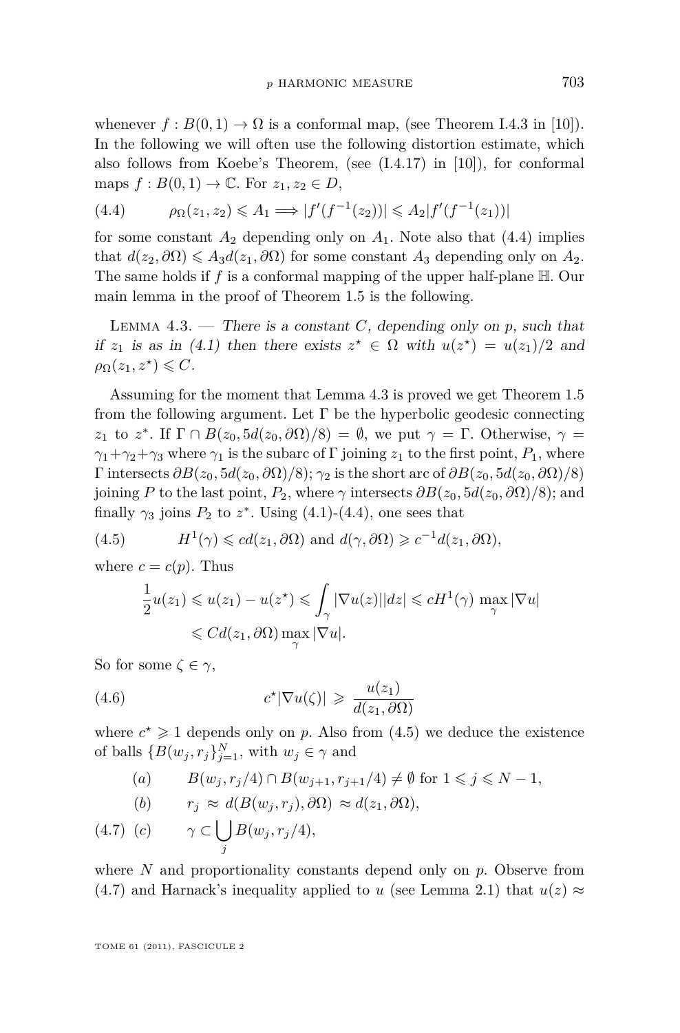whenever $f : B(0,1) \to \Omega$ is a conformal map, (see Theorem I.4.3 in [10]). In the following we will often use the following distortion estimate, which also follows from Koebe's Theorem, (see (I.4.17) in [10]), for conformal maps $f : B(0,1) \to \mathbb{C}$. For $z_1, z_2 \in D$,

$$\rho_\Omega(z_1, z_2) \leqslant A_1 \Longrightarrow |f'(f^{-1}(z_2))| \leqslant A_2 |f'(f^{-1}(z_1))| \tag{4.4}$$

for some constant $A_2$ depending only on $A_1$. Note also that (4.4) implies that $d(z_2, \partial\Omega) \leqslant A_3 d(z_1, \partial\Omega)$ for some constant $A_3$ depending only on $A_2$. The same holds if $f$ is a conformal mapping of the upper half-plane $\mathbb{H}$. Our main lemma in the proof of Theorem 1.5 is the following.

Lemma 4.3. — *There is a constant $C$, depending only on $p$, such that if $z_1$ is as in (4.1) then there exists $z^\star \in \Omega$ with $u(z^\star) = u(z_1)/2$ and $\rho_\Omega(z_1, z^\star) \leqslant C$.*

Assuming for the moment that Lemma 4.3 is proved we get Theorem 1.5 from the following argument. Let $\Gamma$ be the hyperbolic geodesic connecting $z_1$ to $z^*$. If $\Gamma \cap B(z_0, 5d(z_0, \partial\Omega)/8) = \emptyset$, we put $\gamma = \Gamma$. Otherwise, $\gamma = \gamma_1 + \gamma_2 + \gamma_3$ where $\gamma_1$ is the subarc of $\Gamma$ joining $z_1$ to the first point, $P_1$, where $\Gamma$ intersects $\partial B(z_0, 5d(z_0, \partial\Omega)/8)$; $\gamma_2$ is the short arc of $\partial B(z_0, 5d(z_0, \partial\Omega)/8)$ joining $P$ to the last point, $P_2$, where $\gamma$ intersects $\partial B(z_0, 5d(z_0, \partial\Omega)/8)$; and finally $\gamma_3$ joins $P_2$ to $z^*$. Using (4.1)-(4.4), one sees that

$$H^1(\gamma) \leqslant c d(z_1, \partial\Omega) \text{ and } d(\gamma, \partial\Omega) \geqslant c^{-1} d(z_1, \partial\Omega), \tag{4.5}$$

where $c = c(p)$. Thus

$$\begin{aligned} \frac{1}{2} u(z_1) \leqslant u(z_1) - u(z^\star) &\leqslant \int_\gamma |\nabla u(z)||dz| \leqslant c H^1(\gamma) \max_\gamma |\nabla u| \\ &\leqslant C d(z_1, \partial\Omega) \max_\gamma |\nabla u|. \end{aligned}$$

So for some $\zeta \in \gamma$,

$$c^\star |\nabla u(\zeta)| \geqslant \frac{u(z_1)}{d(z_1, \partial\Omega)} \tag{4.6}$$

where $c^\star \geqslant 1$ depends only on $p$. Also from (4.5) we deduce the existence of balls $\{B(w_j, r_j\}_{j=1}^N$, with $w_j \in \gamma$ and

$$\begin{aligned} &(a) \qquad B(w_j, r_j/4) \cap B(w_{j+1}, r_{j+1}/4) \neq \emptyset \text{ for } 1 \leqslant j \leqslant N-1, \\ &(b) \qquad r_j \approx d(B(w_j, r_j), \partial\Omega) \approx d(z_1, \partial\Omega), \\ &(c) \qquad \gamma \subset \bigcup_j B(w_j, r_j/4), \end{aligned} \tag{4.7}$$

where $N$ and proportionality constants depend only on $p$. Observe from (4.7) and Harnack's inequality applied to $u$ (see Lemma 2.1) that $u(z) \approx$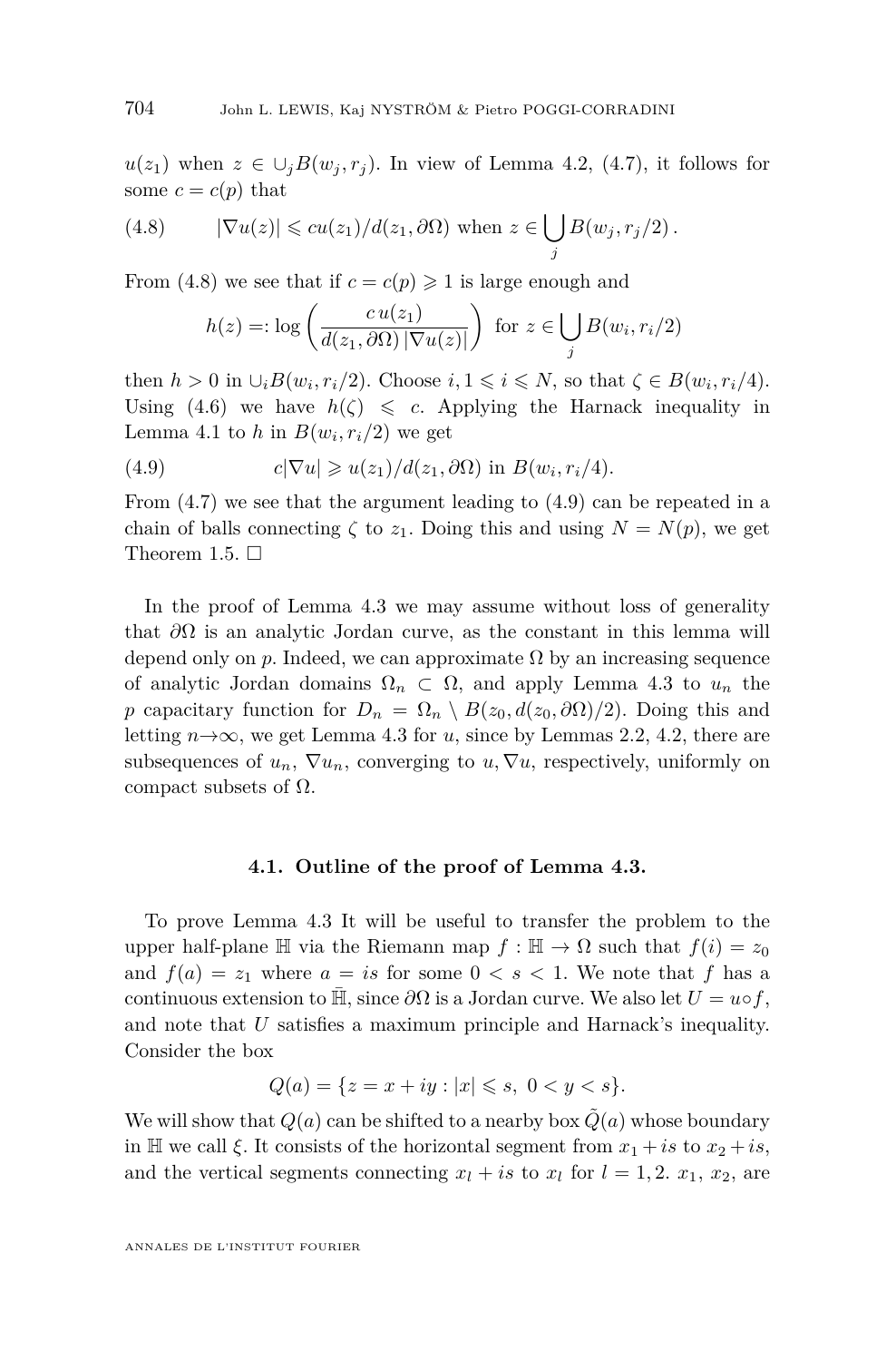$u(z_1)$ when $z \in \cup_j B(w_j, r_j)$. In view of Lemma 4.2, (4.7), it follows for some $c = c(p)$ that

$$|\nabla u(z)| \leqslant c u(z_1)/d(z_1, \partial\Omega) \text{ when } z \in \bigcup_j B(w_j, r_j/2)\,. \tag{4.8}$$

From (4.8) we see that if $c = c(p) \geqslant 1$ is large enough and

$$h(z) =: \log\left(\frac{c\, u(z_1)}{d(z_1, \partial\Omega)\, |\nabla u(z)|}\right) \text{ for } z \in \bigcup_j B(w_i, r_i/2)$$

then $h > 0$ in $\cup_i B(w_i, r_i/2)$. Choose $i, 1 \leqslant i \leqslant N$, so that $\zeta \in B(w_i, r_i/4)$. Using (4.6) we have $h(\zeta) \leqslant c$. Applying the Harnack inequality in Lemma 4.1 to $h$ in $B(w_i, r_i/2)$ we get

$$c|\nabla u| \geqslant u(z_1)/d(z_1, \partial\Omega) \text{ in } B(w_i, r_i/4). \tag{4.9}$$

From (4.7) we see that the argument leading to (4.9) can be repeated in a chain of balls connecting $\zeta$ to $z_1$. Doing this and using $N = N(p)$, we get Theorem 1.5. □

In the proof of Lemma 4.3 we may assume without loss of generality that $\partial\Omega$ is an analytic Jordan curve, as the constant in this lemma will depend only on $p$. Indeed, we can approximate $\Omega$ by an increasing sequence of analytic Jordan domains $\Omega_n \subset \Omega$, and apply Lemma 4.3 to $u_n$ the $p$ capacitary function for $D_n = \Omega_n \setminus B(z_0, d(z_0, \partial\Omega)/2)$. Doing this and letting $n \to \infty$, we get Lemma 4.3 for $u$, since by Lemmas 2.2, 4.2, there are subsequences of $u_n$, $\nabla u_n$, converging to $u, \nabla u$, respectively, uniformly on compact subsets of $\Omega$.

### 4.1. Outline of the proof of Lemma 4.3.

To prove Lemma 4.3 It will be useful to transfer the problem to the upper half-plane $\mathbb{H}$ via the Riemann map $f : \mathbb{H} \to \Omega$ such that $f(i) = z_0$ and $f(a) = z_1$ where $a = is$ for some $0 < s < 1$. We note that $f$ has a continuous extension to $\bar{\mathbb{H}}$, since $\partial\Omega$ is a Jordan curve. We also let $U = u \circ f$, and note that $U$ satisfies a maximum principle and Harnack's inequality. Consider the box

$$Q(a) = \{z = x + iy : |x| \leqslant s,\ 0 < y < s\}.$$

We will show that $Q(a)$ can be shifted to a nearby box $\tilde{Q}(a)$ whose boundary in $\mathbb{H}$ we call $\xi$. It consists of the horizontal segment from $x_1 + is$ to $x_2 + is$, and the vertical segments connecting $x_l + is$ to $x_l$ for $l = 1, 2$. $x_1$, $x_2$, are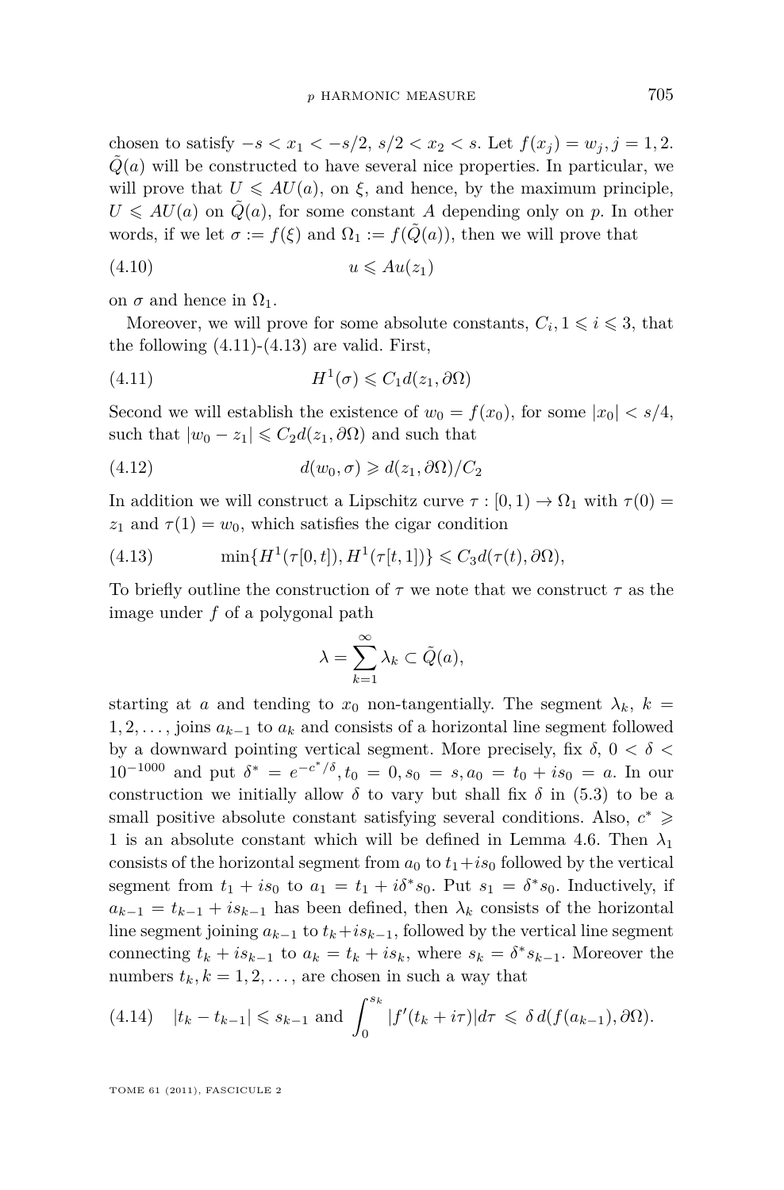chosen to satisfy $-s < x_1 < -s/2$, $s/2 < x_2 < s$. Let $f(x_j) = w_j, j = 1, 2$. $\tilde{Q}(a)$ will be constructed to have several nice properties. In particular, we will prove that $U \leqslant AU(a)$, on $\xi$, and hence, by the maximum principle, $U \leqslant AU(a)$ on $\tilde{Q}(a)$, for some constant $A$ depending only on $p$. In other words, if we let $\sigma := f(\xi)$ and $\Omega_1 := f(\tilde{Q}(a))$, then we will prove that

$$u \leqslant Au(z_1) \tag{4.10}$$

on $\sigma$ and hence in $\Omega_1$.

Moreover, we will prove for some absolute constants, $C_i, 1 \leqslant i \leqslant 3$, that the following (4.11)-(4.13) are valid. First,

$$H^1(\sigma) \leqslant C_1 d(z_1, \partial\Omega) \tag{4.11}$$

Second we will establish the existence of $w_0 = f(x_0)$, for some $|x_0| < s/4$, such that $|w_0 - z_1| \leqslant C_2 d(z_1, \partial\Omega)$ and such that

$$d(w_0, \sigma) \geqslant d(z_1, \partial\Omega)/C_2 \tag{4.12}$$

In addition we will construct a Lipschitz curve $\tau : [0, 1) \to \Omega_1$ with $\tau(0) = z_1$ and $\tau(1) = w_0$, which satisfies the cigar condition

$$\min\{H^1(\tau[0, t]), H^1(\tau[t, 1])\} \leqslant C_3 d(\tau(t), \partial\Omega), \tag{4.13}$$

To briefly outline the construction of $\tau$ we note that we construct $\tau$ as the image under $f$ of a polygonal path

$$\lambda = \sum_{k=1}^{\infty} \lambda_k \subset \tilde{Q}(a),$$

starting at $a$ and tending to $x_0$ non-tangentially. The segment $\lambda_k$, $k = 1, 2, \dots$, joins $a_{k-1}$ to $a_k$ and consists of a horizontal line segment followed by a downward pointing vertical segment. More precisely, fix $\delta$, $0 < \delta < 10^{-1000}$ and put $\delta^* = e^{-c^*/\delta}, t_0 = 0, s_0 = s, a_0 = t_0 + is_0 = a$. In our construction we initially allow $\delta$ to vary but shall fix $\delta$ in (5.3) to be a small positive absolute constant satisfying several conditions. Also, $c^* \geqslant 1$ is an absolute constant which will be defined in Lemma 4.6. Then $\lambda_1$ consists of the horizontal segment from $a_0$ to $t_1 + is_0$ followed by the vertical segment from $t_1 + is_0$ to $a_1 = t_1 + i\delta^* s_0$. Put $s_1 = \delta^* s_0$. Inductively, if $a_{k-1} = t_{k-1} + is_{k-1}$ has been defined, then $\lambda_k$ consists of the horizontal line segment joining $a_{k-1}$ to $t_k + is_{k-1}$, followed by the vertical line segment connecting $t_k + is_{k-1}$ to $a_k = t_k + is_k$, where $s_k = \delta^* s_{k-1}$. Moreover the numbers $t_k, k = 1, 2, \dots$, are chosen in such a way that

$$|t_k - t_{k-1}| \leqslant s_{k-1} \text{ and } \int_0^{s_k} |f'(t_k + i\tau)| d\tau \leqslant \delta\, d(f(a_{k-1}), \partial\Omega). \tag{4.14}$$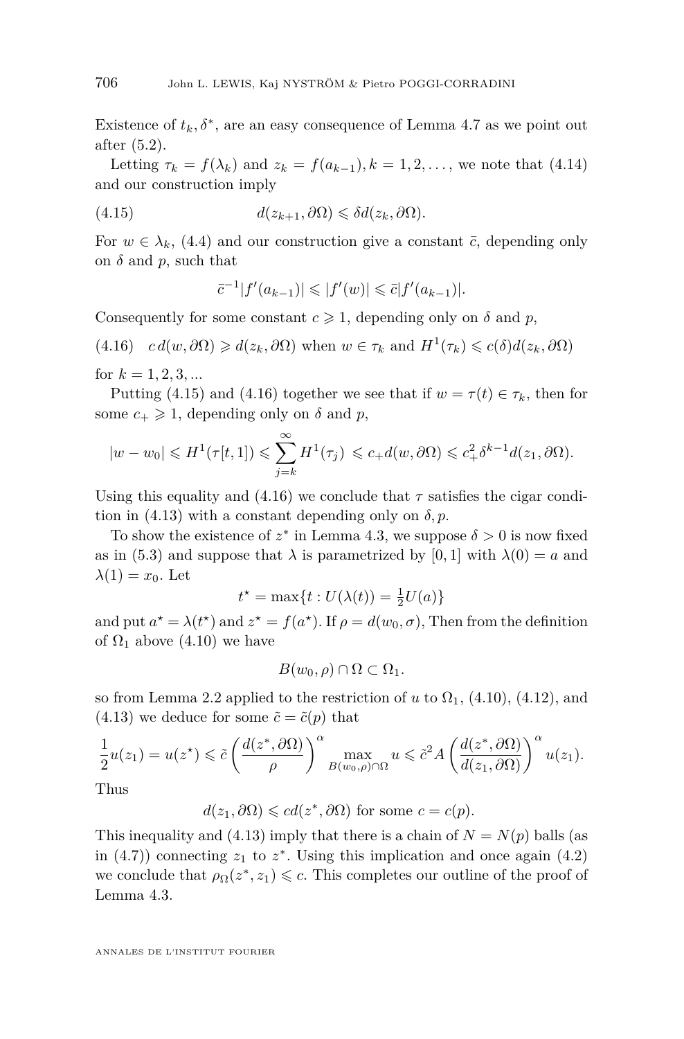Existence of $t_k, \delta^*$, are an easy consequence of Lemma 4.7 as we point out after (5.2).

Letting $\tau_k = f(\lambda_k)$ and $z_k = f(a_{k-1}), k = 1, 2, \ldots,$ we note that (4.14) and our construction imply

$$d(z_{k+1}, \partial\Omega) \leqslant \delta d(z_k, \partial\Omega). \tag{4.15}$$

For $w \in \lambda_k$, (4.4) and our construction give a constant $\bar{c}$, depending only on $\delta$ and $p$, such that

$$\bar{c}^{-1}|f'(a_{k-1})| \leqslant |f'(w)| \leqslant \bar{c}|f'(a_{k-1})|.$$

Consequently for some constant $c \geqslant 1$, depending only on $\delta$ and $p$,

$$c\, d(w, \partial\Omega) \geqslant d(z_k, \partial\Omega) \text{ when } w \in \tau_k \text{ and } H^1(\tau_k) \leqslant c(\delta) d(z_k, \partial\Omega) \tag{4.16}$$

for $k = 1, 2, 3, ...$

Putting (4.15) and (4.16) together we see that if $w = \tau(t) \in \tau_k$, then for some $c_+ \geqslant 1$, depending only on $\delta$ and $p$,

$$|w - w_0| \leqslant H^1(\tau[t, 1]) \leqslant \sum_{j=k}^{\infty} H^1(\tau_j) \leqslant c_+ d(w, \partial\Omega) \leqslant c_+^2 \delta^{k-1} d(z_1, \partial\Omega).$$

Using this equality and (4.16) we conclude that $\tau$ satisfies the cigar condition in (4.13) with a constant depending only on $\delta, p$.

To show the existence of $z^*$ in Lemma 4.3, we suppose $\delta > 0$ is now fixed as in (5.3) and suppose that $\lambda$ is parametrized by $[0, 1]$ with $\lambda(0) = a$ and $\lambda(1) = x_0$. Let

$$t^\star = \max\{t : U(\lambda(t)) = \tfrac{1}{2}U(a)\}$$

and put $a^\star = \lambda(t^\star)$ and $z^\star = f(a^\star)$. If $\rho = d(w_0, \sigma)$, Then from the definition of $\Omega_1$ above (4.10) we have

$$B(w_0, \rho) \cap \Omega \subset \Omega_1.$$

so from Lemma 2.2 applied to the restriction of $u$ to $\Omega_1$, (4.10), (4.12), and (4.13) we deduce for some $\tilde{c} = \tilde{c}(p)$ that

$$\frac{1}{2}u(z_1) = u(z^\star) \leqslant \tilde{c}\left(\frac{d(z^*, \partial\Omega)}{\rho}\right)^{\alpha} \max_{B(w_0,\rho)\cap\Omega} u \leqslant \tilde{c}^2 A \left(\frac{d(z^*, \partial\Omega)}{d(z_1, \partial\Omega)}\right)^{\alpha} u(z_1).$$

Thus

$$d(z_1, \partial\Omega) \leqslant c d(z^*, \partial\Omega) \text{ for some } c = c(p).$$

This inequality and (4.13) imply that there is a chain of $N = N(p)$ balls (as in (4.7)) connecting $z_1$ to $z^*$. Using this implication and once again (4.2) we conclude that $\rho_\Omega(z^*, z_1) \leqslant c$. This completes our outline of the proof of Lemma 4.3.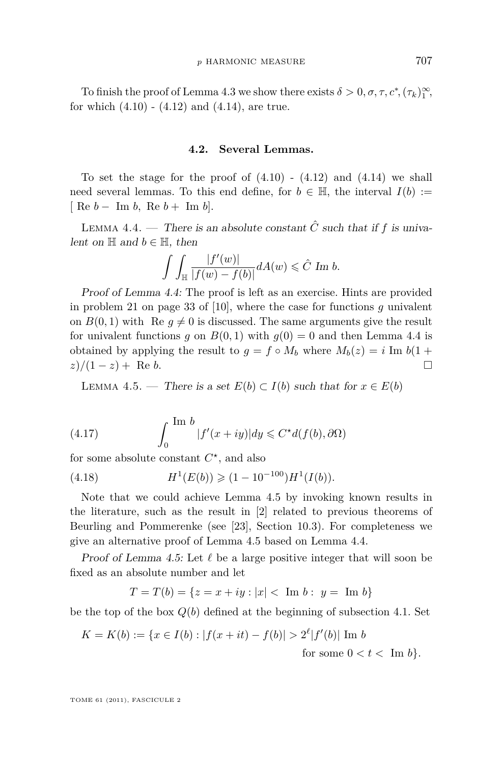To finish the proof of Lemma 4.3 we show there exists $\delta > 0, \sigma, \tau, c^*, (\tau_k)_1^\infty$, for which (4.10) - (4.12) and (4.14), are true.

### 4.2. Several Lemmas.

To set the stage for the proof of (4.10) - (4.12) and (4.14) we shall need several lemmas. To this end define, for $b \in \mathbb{H}$, the interval $I(b) := [\text{ Re } b - \text{ Im } b, \text{ Re } b + \text{ Im } b]$.

Lemma 4.4. — *There is an absolute constant $\hat{C}$ such that if $f$ is univalent on $\mathbb{H}$ and $b \in \mathbb{H}$, then*

$$\int\int_{\mathbb{H}} \frac{|f'(w)|}{|f(w) - f(b)|} dA(w) \leqslant \hat{C} \text{ Im } b.$$

*Proof of Lemma 4.4:* The proof is left as an exercise. Hints are provided in problem 21 on page 33 of [10], where the case for functions $g$ univalent on $B(0,1)$ with $\text{ Re } g \neq 0$ is discussed. The same arguments give the result for univalent functions $g$ on $B(0,1)$ with $g(0) = 0$ and then Lemma 4.4 is obtained by applying the result to $g = f \circ M_b$ where $M_b(z) = i \text{ Im } b(1 + z)/(1 - z) + \text{ Re } b$. $\square$

Lemma 4.5. — *There is a set $E(b) \subset I(b)$ such that for $x \in E(b)$*

$$\int_0^{\text{Im } b} |f'(x + iy)| dy \leqslant C^\star d(f(b), \partial\Omega) \tag{4.17}$$

for some absolute constant $C^\star$, and also

$$H^1(E(b)) \geqslant (1 - 10^{-100}) H^1(I(b)). \tag{4.18}$$

Note that we could achieve Lemma 4.5 by invoking known results in the literature, such as the result in [2] related to previous theorems of Beurling and Pommerenke (see [23], Section 10.3). For completeness we give an alternative proof of Lemma 4.5 based on Lemma 4.4.

*Proof of Lemma 4.5:* Let $\ell$ be a large positive integer that will soon be fixed as an absolute number and let

$$T = T(b) = \{z = x + iy : |x| < \text{ Im } b : \ y = \text{ Im } b\}$$

be the top of the box $Q(b)$ defined at the beginning of subsection 4.1. Set

$$K = K(b) := \{x \in I(b) : |f(x + it) - f(b)| > 2^\ell |f'(b)| \text{ Im } b \text{ for some } 0 < t < \text{ Im } b\}.$$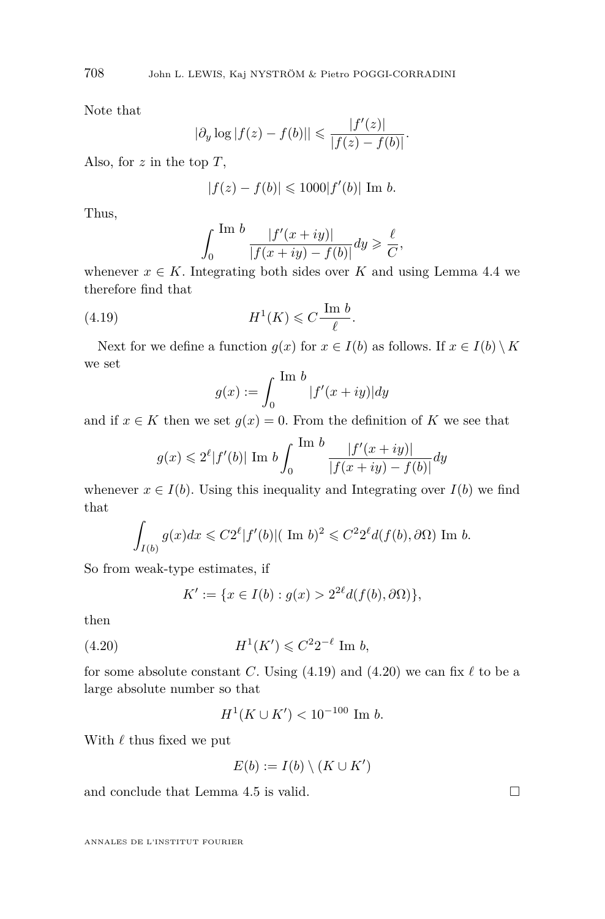Note that

$$|\partial_y \log |f(z) - f(b)|| \leqslant \frac{|f'(z)|}{|f(z) - f(b)|}.$$

Also, for $z$ in the top $T$,

$$|f(z) - f(b)| \leqslant 1000 |f'(b)| \text{ Im } b.$$

Thus,

$$\int_0^{\text{Im } b} \frac{|f'(x+iy)|}{|f(x+iy) - f(b)|} dy \geqslant \frac{\ell}{C},$$

whenever $x \in K$. Integrating both sides over $K$ and using Lemma 4.4 we therefore find that

$$H^1(K) \leqslant C \frac{\text{Im } b}{\ell}. \tag{4.19}$$

Next for we define a function $g(x)$ for $x \in I(b)$ as follows. If $x \in I(b) \setminus K$ we set

$$g(x) := \int_0^{\text{Im } b} |f'(x+iy)| dy$$

and if $x \in K$ then we set $g(x) = 0$. From the definition of $K$ we see that

$$g(x) \leqslant 2^\ell |f'(b)| \text{ Im } b \int_0^{\text{Im } b} \frac{|f'(x+iy)|}{|f(x+iy) - f(b)|} dy$$

whenever $x \in I(b)$. Using this inequality and Integrating over $I(b)$ we find that

$$\int_{I(b)} g(x) dx \leqslant C 2^\ell |f'(b)| (\text{ Im } b)^2 \leqslant C^2 2^\ell d(f(b), \partial\Omega) \text{ Im } b.$$

So from weak-type estimates, if

$$K' := \{x \in I(b) : g(x) > 2^{2\ell} d(f(b), \partial\Omega)\},$$

then

$$H^1(K') \leqslant C^2 2^{-\ell} \text{ Im } b, \tag{4.20}$$

for some absolute constant $C$. Using (4.19) and (4.20) we can fix $\ell$ to be a large absolute number so that

$$H^1(K \cup K') < 10^{-100} \text{ Im } b.$$

With $\ell$ thus fixed we put

$$E(b) := I(b) \setminus (K \cup K')$$

and conclude that Lemma 4.5 is valid. □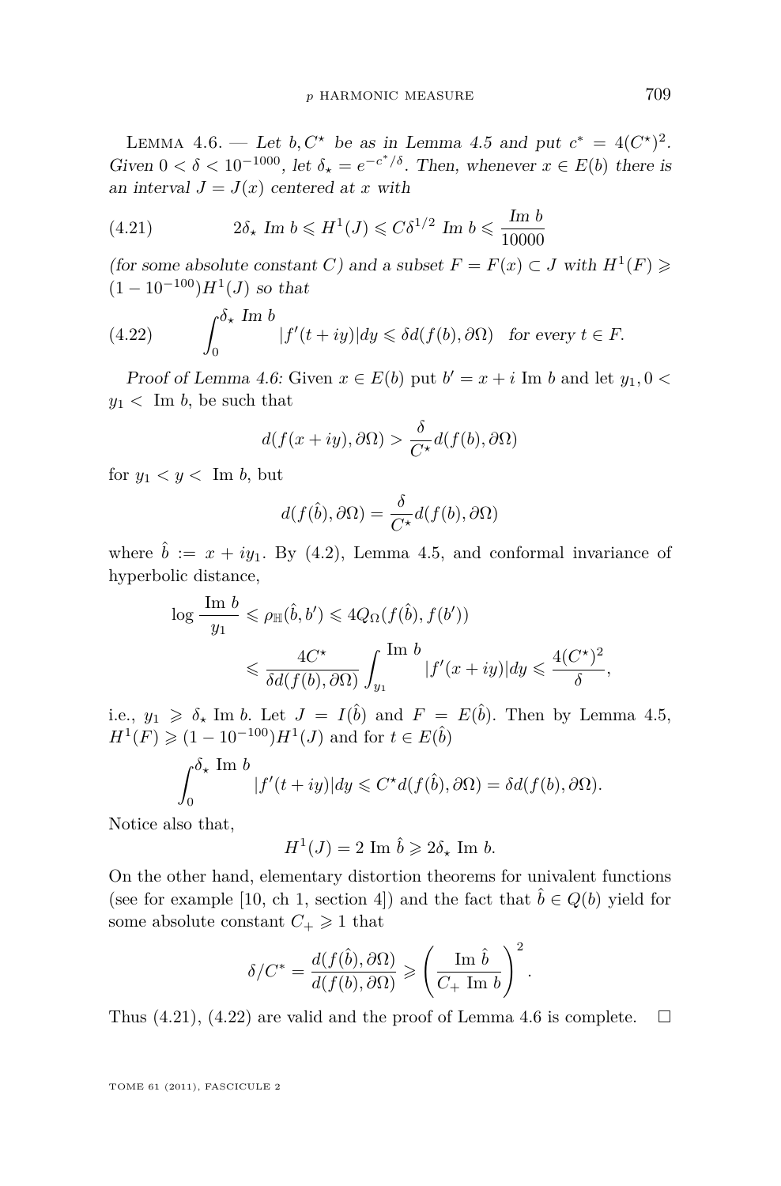Lemma 4.6. — *Let $b, C^\star$ be as in Lemma 4.5 and put $c^* = 4(C^\star)^2$. Given $0 < \delta < 10^{-1000}$, let $\delta_\star = e^{-c^*/\delta}$. Then, whenever $x \in E(b)$ there is an interval $J = J(x)$ centered at $x$ with*

$$2\delta_\star \text{ Im } b \leqslant H^1(J) \leqslant C\delta^{1/2} \text{ Im } b \leqslant \frac{\text{Im } b}{10000} \tag{4.21}$$

*(for some absolute constant $C$) and a subset $F = F(x) \subset J$ with $H^1(F) \geqslant (1 - 10^{-100})H^1(J)$ so that*

$$\int_0^{\delta_\star \text{ Im } b} |f'(t + iy)| dy \leqslant \delta d(f(b), \partial\Omega) \quad \text{for every } t \in F. \tag{4.22}$$

*Proof of Lemma 4.6:* Given $x \in E(b)$ put $b' = x + i \text{ Im } b$ and let $y_1, 0 < y_1 < \text{ Im } b$, be such that

$$d(f(x + iy), \partial\Omega) > \frac{\delta}{C^\star} d(f(b), \partial\Omega)$$

for $y_1 < y < \text{ Im } b$, but

$$d(f(\hat{b}), \partial\Omega) = \frac{\delta}{C^\star} d(f(b), \partial\Omega)$$

where $\hat{b} := x + iy_1$. By (4.2), Lemma 4.5, and conformal invariance of hyperbolic distance,

$$\begin{aligned}
\log \frac{\text{Im } b}{y_1} &\leqslant \rho_{\mathbb{H}}(\hat{b}, b') \leqslant 4Q_\Omega(f(\hat{b}), f(b')) \\
&\leqslant \frac{4C^\star}{\delta d(f(b), \partial\Omega)} \int_{y_1}^{\text{Im } b} |f'(x + iy)| dy \leqslant \frac{4(C^\star)^2}{\delta},
\end{aligned}$$

i.e., $y_1 \geqslant \delta_\star \text{ Im } b$. Let $J = I(\hat{b})$ and $F = E(\hat{b})$. Then by Lemma 4.5, $H^1(F) \geqslant (1 - 10^{-100})H^1(J)$ and for $t \in E(\hat{b})$

$$\int_0^{\delta_\star \text{ Im } b} |f'(t + iy)| dy \leqslant C^\star d(f(\hat{b}), \partial\Omega) = \delta d(f(b), \partial\Omega).$$

Notice also that,

$$H^1(J) = 2 \text{ Im } \hat{b} \geqslant 2\delta_\star \text{ Im } b.$$

On the other hand, elementary distortion theorems for univalent functions (see for example [10, ch 1, section 4]) and the fact that $\hat{b} \in Q(b)$ yield for some absolute constant $C_+ \geqslant 1$ that

$$\delta / C^* = \frac{d(f(\hat{b}), \partial\Omega)}{d(f(b), \partial\Omega)} \geqslant \left( \frac{\text{Im } \hat{b}}{C_+ \text{ Im } b} \right)^2.$$

Thus (4.21), (4.22) are valid and the proof of Lemma 4.6 is complete. □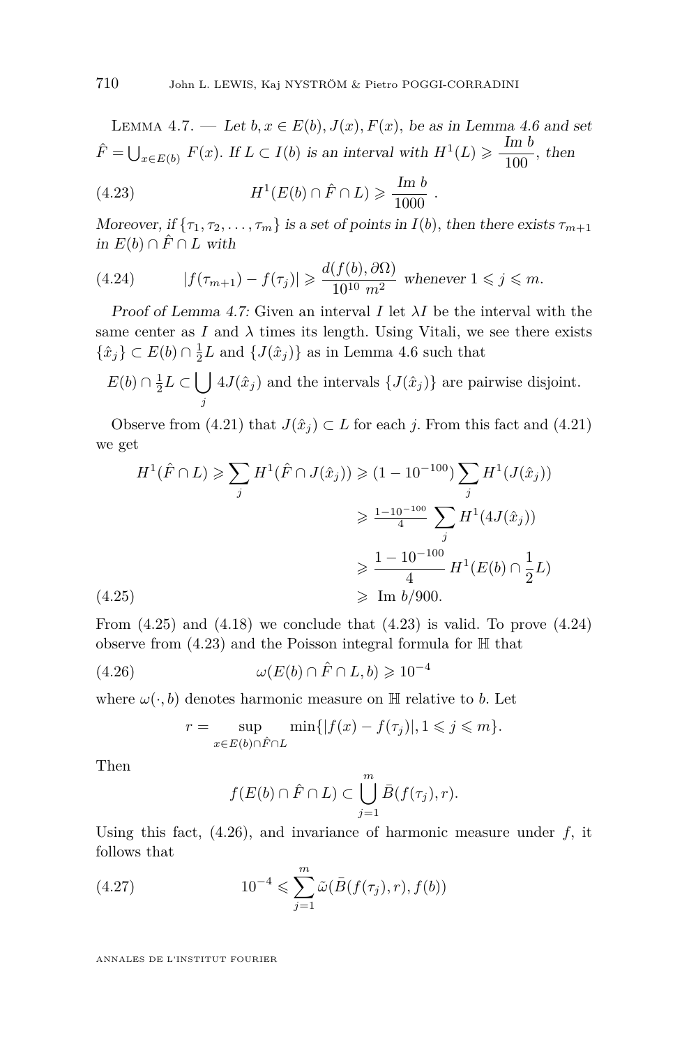LEMMA 4.7. — *Let $b, x \in E(b), J(x), F(x)$, be as in Lemma 4.6 and set $\hat{F} = \bigcup_{x \in E(b)} F(x)$. If $L \subset I(b)$ is an interval with $H^1(L) \geqslant \dfrac{\text{Im } b}{100}$, then*

$$H^1(E(b) \cap \hat{F} \cap L) \geqslant \frac{\text{Im } b}{1000} \;. \tag{4.23}$$

*Moreover, if $\{\tau_1, \tau_2, \ldots, \tau_m\}$ is a set of points in $I(b)$, then there exists $\tau_{m+1}$ in $E(b) \cap \hat{F} \cap L$ with*

$$|f(\tau_{m+1}) - f(\tau_j)| \geqslant \frac{d(f(b), \partial\Omega)}{10^{10}\ m^2} \text{ whenever } 1 \leqslant j \leqslant m. \tag{4.24}$$

*Proof of Lemma 4.7:* Given an interval $I$ let $\lambda I$ be the interval with the same center as $I$ and $\lambda$ times its length. Using Vitali, we see there exists $\{\hat{x}_j\} \subset E(b) \cap \frac{1}{2}L$ and $\{J(\hat{x}_j)\}$ as in Lemma 4.6 such that

$$E(b) \cap \tfrac{1}{2}L \subset \bigcup_j 4J(\hat{x}_j) \text{ and the intervals } \{J(\hat{x}_j)\} \text{ are pairwise disjoint.}$$

Observe from (4.21) that $J(\hat{x}_j) \subset L$ for each $j$. From this fact and (4.21) we get

$$\begin{aligned} H^1(\hat{F} \cap L) &\geqslant \sum_j H^1(\hat{F} \cap J(\hat{x}_j)) \geqslant (1 - 10^{-100}) \sum_j H^1(J(\hat{x}_j)) \\ &\geqslant \tfrac{1-10^{-100}}{4} \sum_j H^1(4J(\hat{x}_j)) \\ &\geqslant \frac{1 - 10^{-100}}{4}\, H^1(E(b) \cap \frac{1}{2}L) \\ &\geqslant \text{Im } b/900. \end{aligned} \tag{4.25}$$

From (4.25) and (4.18) we conclude that (4.23) is valid. To prove (4.24) observe from (4.23) and the Poisson integral formula for $\mathbb{H}$ that

$$\omega(E(b) \cap \hat{F} \cap L, b) \geqslant 10^{-4} \tag{4.26}$$

where $\omega(\cdot, b)$ denotes harmonic measure on $\mathbb{H}$ relative to $b$. Let

$$r = \sup_{x \in E(b) \cap \hat{F} \cap L} \min\{|f(x) - f(\tau_j)|, 1 \leqslant j \leqslant m\}.$$

Then

$$f(E(b) \cap \hat{F} \cap L) \subset \bigcup_{j=1}^{m} \bar{B}(f(\tau_j), r).$$

Using this fact, (4.26), and invariance of harmonic measure under $f$, it follows that

$$10^{-4} \leqslant \sum_{j=1}^{m} \tilde{\omega}(\bar{B}(f(\tau_j), r), f(b)) \tag{4.27}$$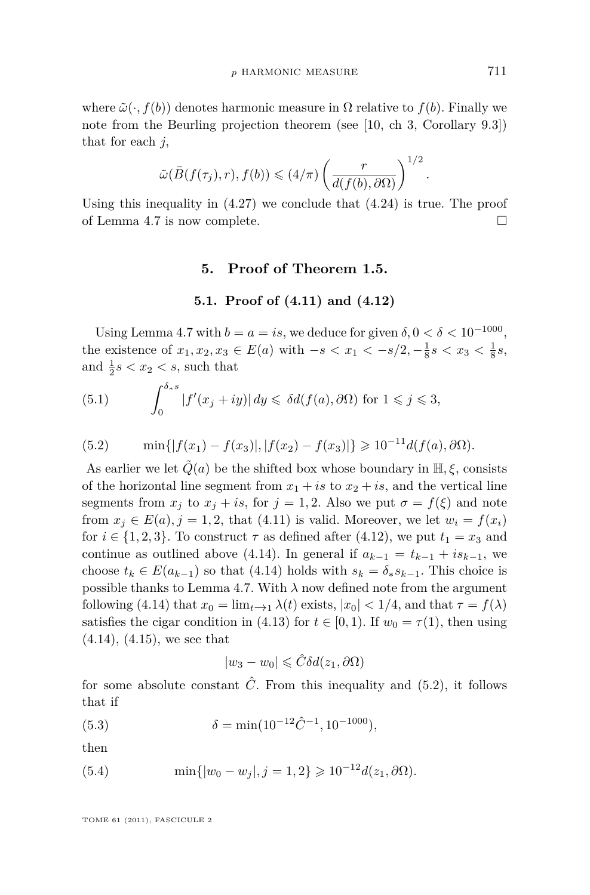where $\tilde{\omega}(\cdot, f(b))$ denotes harmonic measure in $\Omega$ relative to $f(b)$. Finally we note from the Beurling projection theorem (see [10, ch 3, Corollary 9.3]) that for each $j$,

$$\tilde{\omega}(\bar{B}(f(\tau_j), r), f(b)) \leqslant (4/\pi) \left( \frac{r}{d(f(b), \partial\Omega)} \right)^{1/2}.$$

Using this inequality in (4.27) we conclude that (4.24) is true. The proof of Lemma 4.7 is now complete. □

## 5. Proof of Theorem 1.5.

### 5.1. Proof of (4.11) and (4.12)

Using Lemma 4.7 with $b = a = is$, we deduce for given $\delta, 0 < \delta < 10^{-1000}$, the existence of $x_1, x_2, x_3 \in E(a)$ with $-s < x_1 < -s/2, -\frac{1}{8}s < x_3 < \frac{1}{8}s$, and $\frac{1}{2}s < x_2 < s$, such that

$$\int_0^{\delta_* s} |f'(x_j + iy)| \, dy \leqslant \delta d(f(a), \partial\Omega) \text{ for } 1 \leqslant j \leqslant 3, \tag{5.1}$$

$$\min\{|f(x_1) - f(x_3)|, |f(x_2) - f(x_3)|\} \geqslant 10^{-11} d(f(a), \partial\Omega). \tag{5.2}$$

As earlier we let $\tilde{Q}(a)$ be the shifted box whose boundary in $\mathbb{H}, \xi$, consists of the horizontal line segment from $x_1 + is$ to $x_2 + is$, and the vertical line segments from $x_j$ to $x_j + is$, for $j = 1, 2$. Also we put $\sigma = f(\xi)$ and note from $x_j \in E(a), j = 1, 2$, that (4.11) is valid. Moreover, we let $w_i = f(x_i)$ for $i \in \{1, 2, 3\}$. To construct $\tau$ as defined after (4.12), we put $t_1 = x_3$ and continue as outlined above (4.14). In general if $a_{k-1} = t_{k-1} + is_{k-1}$, we choose $t_k \in E(a_{k-1})$ so that (4.14) holds with $s_k = \delta_* s_{k-1}$. This choice is possible thanks to Lemma 4.7. With $\lambda$ now defined note from the argument following (4.14) that $x_0 = \lim_{t \to 1} \lambda(t)$ exists, $|x_0| < 1/4$, and that $\tau = f(\lambda)$ satisfies the cigar condition in (4.13) for $t \in [0, 1)$. If $w_0 = \tau(1)$, then using (4.14), (4.15), we see that

$$|w_3 - w_0| \leqslant \hat{C} \delta d(z_1, \partial\Omega)$$

for some absolute constant $\hat{C}$. From this inequality and (5.2), it follows that if

$$\delta = \min(10^{-12} \hat{C}^{-1}, 10^{-1000}), \tag{5.3}$$

then

$$\min\{|w_0 - w_j|, j = 1, 2\} \geqslant 10^{-12} d(z_1, \partial\Omega). \tag{5.4}$$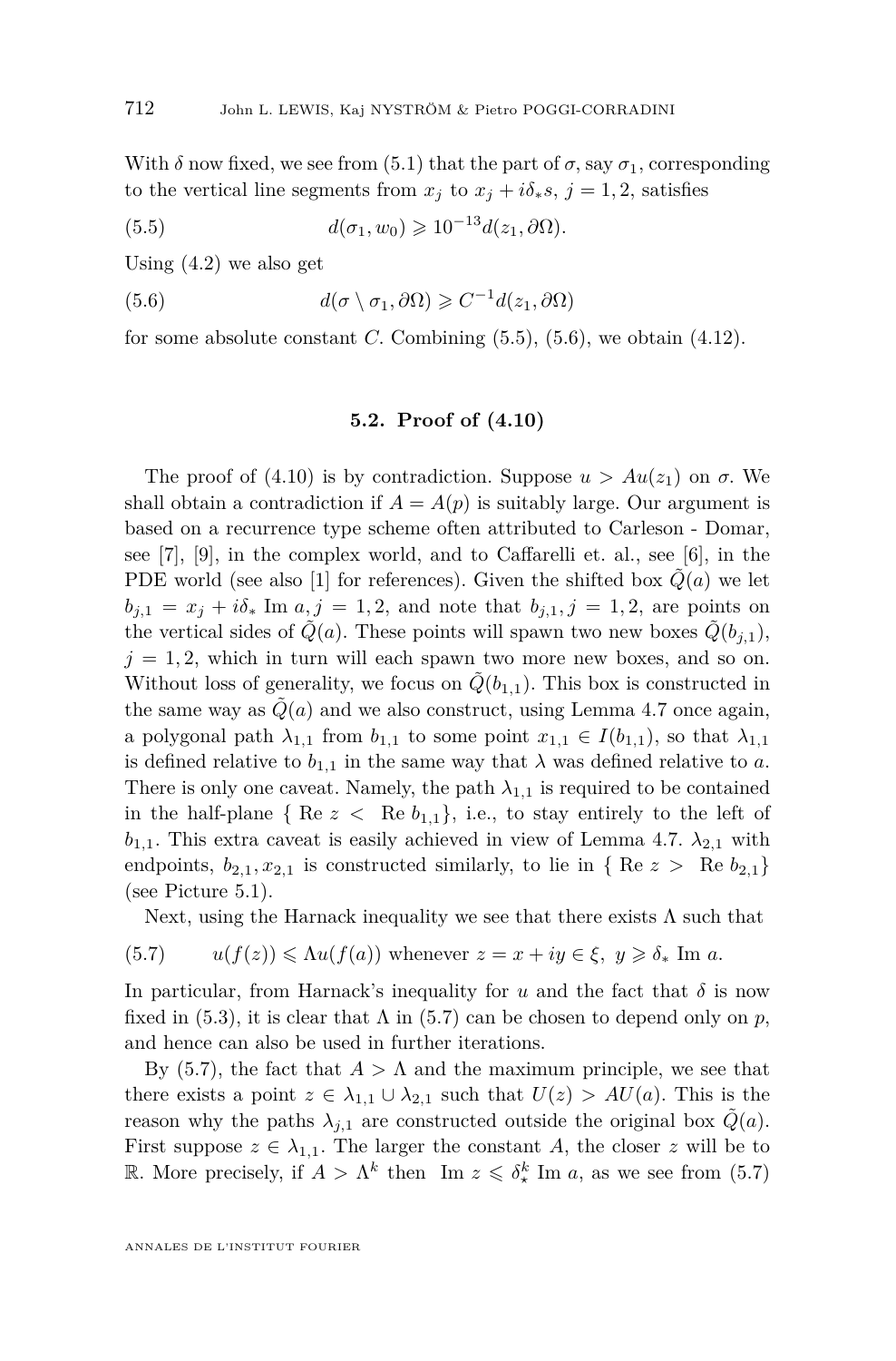With $\delta$ now fixed, we see from (5.1) that the part of $\sigma$, say $\sigma_1$, corresponding to the vertical line segments from $x_j$ to $x_j + i\delta_* s$, $j = 1, 2$, satisfies

$$d(\sigma_1, w_0) \geqslant 10^{-13} d(z_1, \partial\Omega). \tag{5.5}$$

Using (4.2) we also get

$$d(\sigma \setminus \sigma_1, \partial\Omega) \geqslant C^{-1} d(z_1, \partial\Omega) \tag{5.6}$$

for some absolute constant $C$. Combining (5.5), (5.6), we obtain (4.12).

### 5.2. Proof of (4.10)

The proof of (4.10) is by contradiction. Suppose $u > Au(z_1)$ on $\sigma$. We shall obtain a contradiction if $A = A(p)$ is suitably large. Our argument is based on a recurrence type scheme often attributed to Carleson - Domar, see [7], [9], in the complex world, and to Caffarelli et. al., see [6], in the PDE world (see also [1] for references). Given the shifted box $\tilde{Q}(a)$ we let $b_{j,1} = x_j + i\delta_* \operatorname{Im} a, j = 1, 2$, and note that $b_{j,1}, j = 1, 2$, are points on the vertical sides of $\tilde{Q}(a)$. These points will spawn two new boxes $\tilde{Q}(b_{j,1})$, $j = 1, 2$, which in turn will each spawn two more new boxes, and so on. Without loss of generality, we focus on $\tilde{Q}(b_{1,1})$. This box is constructed in the same way as $\tilde{Q}(a)$ and we also construct, using Lemma 4.7 once again, a polygonal path $\lambda_{1,1}$ from $b_{1,1}$ to some point $x_{1,1} \in I(b_{1,1})$, so that $\lambda_{1,1}$ is defined relative to $b_{1,1}$ in the same way that $\lambda$ was defined relative to $a$. There is only one caveat. Namely, the path $\lambda_{1,1}$ is required to be contained in the half-plane $\{ \operatorname{Re} z < \operatorname{Re} b_{1,1}\}$, i.e., to stay entirely to the left of $b_{1,1}$. This extra caveat is easily achieved in view of Lemma 4.7. $\lambda_{2,1}$ with endpoints, $b_{2,1}, x_{2,1}$ is constructed similarly, to lie in $\{ \operatorname{Re} z > \operatorname{Re} b_{2,1}\}$ (see Picture 5.1).

Next, using the Harnack inequality we see that there exists $\Lambda$ such that

$$u(f(z)) \leqslant \Lambda u(f(a)) \text{ whenever } z = x + iy \in \xi,\ y \geqslant \delta_* \operatorname{Im} a. \tag{5.7}$$

In particular, from Harnack's inequality for $u$ and the fact that $\delta$ is now fixed in (5.3), it is clear that $\Lambda$ in (5.7) can be chosen to depend only on $p$, and hence can also be used in further iterations.

By (5.7), the fact that $A > \Lambda$ and the maximum principle, we see that there exists a point $z \in \lambda_{1,1} \cup \lambda_{2,1}$ such that $U(z) > AU(a)$. This is the reason why the paths $\lambda_{j,1}$ are constructed outside the original box $\tilde{Q}(a)$. First suppose $z \in \lambda_{1,1}$. The larger the constant $A$, the closer $z$ will be to $\mathbb{R}$. More precisely, if $A > \Lambda^k$ then $\operatorname{Im} z \leqslant \delta_\star^k \operatorname{Im} a$, as we see from (5.7)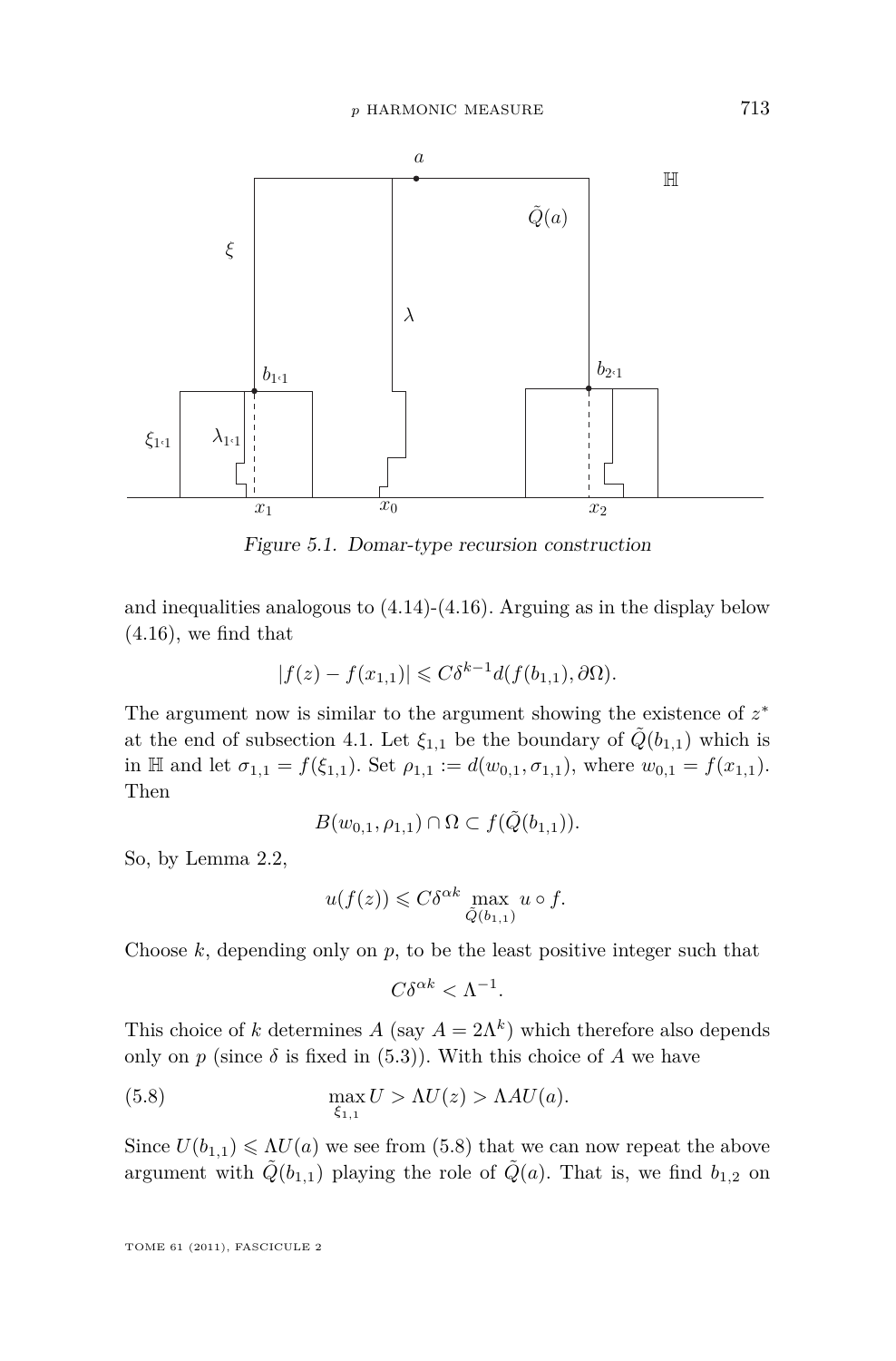Figure 5.1. Domar-type recursion construction

and inequalities analogous to (4.14)-(4.16). Arguing as in the display below (4.16), we find that

$$|f(z) - f(x_{1,1})| \leqslant C\delta^{k-1} d(f(b_{1,1}), \partial\Omega).$$

The argument now is similar to the argument showing the existence of $z^*$ at the end of subsection 4.1. Let $\xi_{1,1}$ be the boundary of $\tilde{Q}(b_{1,1})$ which is in $\mathbb{H}$ and let $\sigma_{1,1} = f(\xi_{1,1})$. Set $\rho_{1,1} := d(w_{0,1}, \sigma_{1,1})$, where $w_{0,1} = f(x_{1,1})$. Then

$$B(w_{0,1}, \rho_{1,1}) \cap \Omega \subset f(\tilde{Q}(b_{1,1})).$$

So, by Lemma 2.2,

$$u(f(z)) \leqslant C\delta^{\alpha k} \max_{\tilde{Q}(b_{1,1})} u \circ f.$$

Choose $k$, depending only on $p$, to be the least positive integer such that

$$C\delta^{\alpha k} < \Lambda^{-1}.$$

This choice of $k$ determines $A$ (say $A = 2\Lambda^k$) which therefore also depends only on $p$ (since $\delta$ is fixed in (5.3)). With this choice of $A$ we have

$$\max_{\xi_{1,1}} U > \Lambda U(z) > \Lambda A U(a). \tag{5.8}$$

Since $U(b_{1,1}) \leqslant \Lambda U(a)$ we see from (5.8) that we can now repeat the above argument with $\tilde{Q}(b_{1,1})$ playing the role of $\tilde{Q}(a)$. That is, we find $b_{1,2}$ on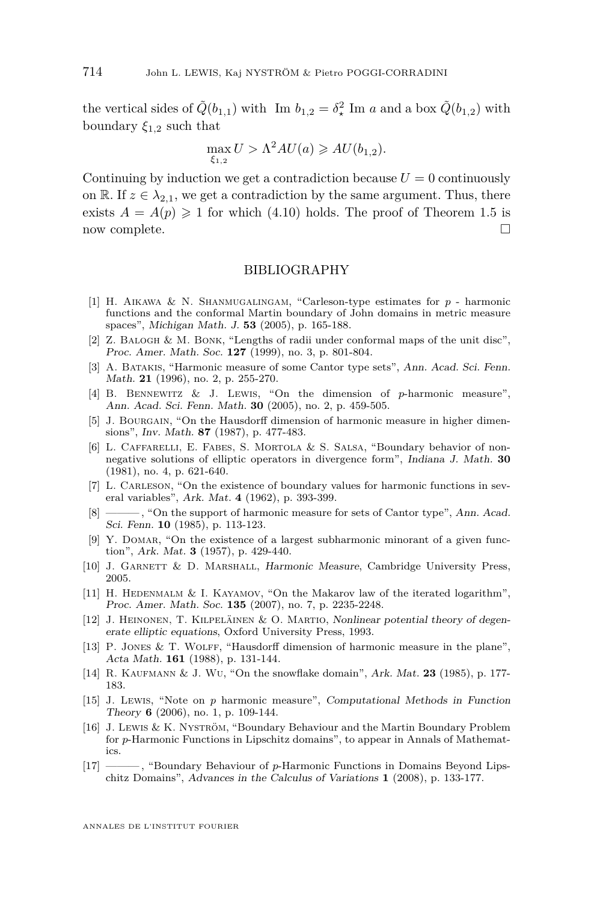the vertical sides of $\tilde{Q}(b_{1,1})$ with $\text{Im } b_{1,2} = \delta_\star^2 \text{ Im } a$ and a box $\tilde{Q}(b_{1,2})$ with boundary $\xi_{1,2}$ such that

$$\max_{\xi_{1,2}} U > \Lambda^2 AU(a) \geqslant AU(b_{1,2}).$$

Continuing by induction we get a contradiction because $U = 0$ continuously on $\mathbb{R}$. If $z \in \lambda_{2,1}$, we get a contradiction by the same argument. Thus, there exists $A = A(p) \geqslant 1$ for which (4.10) holds. The proof of Theorem 1.5 is now complete. □

## BIBLIOGRAPHY

[1] H. Aikawa & N. Shanmugalingam, "Carleson-type estimates for $p$ - harmonic functions and the conformal Martin boundary of John domains in metric measure spaces", *Michigan Math. J.* **53** (2005), p. 165-188.

[2] Z. Balogh & M. Bonk, "Lengths of radii under conformal maps of the unit disc", *Proc. Amer. Math. Soc.* **127** (1999), no. 3, p. 801-804.

[3] A. Batakis, "Harmonic measure of some Cantor type sets", *Ann. Acad. Sci. Fenn. Math.* **21** (1996), no. 2, p. 255-270.

[4] B. Bennewitz & J. Lewis, "On the dimension of $p$-harmonic measure", *Ann. Acad. Sci. Fenn. Math.* **30** (2005), no. 2, p. 459-505.

[5] J. Bourgain, "On the Hausdorff dimension of harmonic measure in higher dimensions", *Inv. Math.* **87** (1987), p. 477-483.

[6] L. Caffarelli, E. Fabes, S. Mortola & S. Salsa, "Boundary behavior of nonnegative solutions of elliptic operators in divergence form", *Indiana J. Math.* **30** (1981), no. 4, p. 621-640.

[7] L. Carleson, "On the existence of boundary values for harmonic functions in several variables", *Ark. Mat.* **4** (1962), p. 393-399.

[8] ———, "On the support of harmonic measure for sets of Cantor type", *Ann. Acad. Sci. Fenn.* **10** (1985), p. 113-123.

[9] Y. Domar, "On the existence of a largest subharmonic minorant of a given function", *Ark. Mat.* **3** (1957), p. 429-440.

[10] J. Garnett & D. Marshall, *Harmonic Measure*, Cambridge University Press, 2005.

[11] H. Hedenmalm & I. Kayamov, "On the Makarov law of the iterated logarithm", *Proc. Amer. Math. Soc.* **135** (2007), no. 7, p. 2235-2248.

[12] J. Heinonen, T. Kilpeläinen & O. Martio, *Nonlinear potential theory of degenerate elliptic equations*, Oxford University Press, 1993.

[13] P. Jones & T. Wolff, "Hausdorff dimension of harmonic measure in the plane", *Acta Math.* **161** (1988), p. 131-144.

[14] R. Kaufmann & J. Wu, "On the snowflake domain", *Ark. Mat.* **23** (1985), p. 177-183.

[15] J. Lewis, "Note on $p$ harmonic measure", *Computational Methods in Function Theory* **6** (2006), no. 1, p. 109-144.

[16] J. Lewis & K. Nyström, "Boundary Behaviour and the Martin Boundary Problem for $p$-Harmonic Functions in Lipschitz domains", to appear in Annals of Mathematics.

[17] ———, "Boundary Behaviour of $p$-Harmonic Functions in Domains Beyond Lipschitz Domains", *Advances in the Calculus of Variations* **1** (2008), p. 133-177.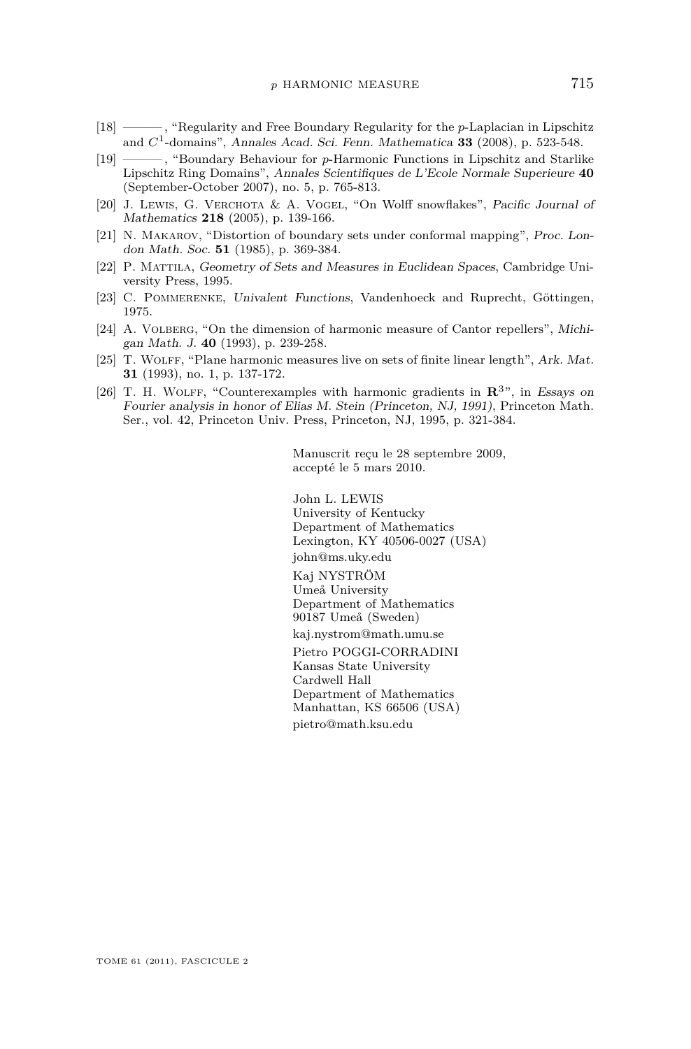[18] ———, "Regularity and Free Boundary Regularity for the $p$-Laplacian in Lipschitz and $C^1$-domains", *Annales Acad. Sci. Fenn. Mathematica* **33** (2008), p. 523-548.

[19] ———, "Boundary Behaviour for $p$-Harmonic Functions in Lipschitz and Starlike Lipschitz Ring Domains", *Annales Scientifiques de L'Ecole Normale Superieure* **40** (September-October 2007), no. 5, p. 765-813.

[20] J. Lewis, G. Verchota & A. Vogel, "On Wolff snowflakes", *Pacific Journal of Mathematics* **218** (2005), p. 139-166.

[21] N. Makarov, "Distortion of boundary sets under conformal mapping", *Proc. London Math. Soc.* **51** (1985), p. 369-384.

[22] P. Mattila, *Geometry of Sets and Measures in Euclidean Spaces*, Cambridge University Press, 1995.

[23] C. Pommerenke, *Univalent Functions*, Vandenhoeck and Ruprecht, Göttingen, 1975.

[24] A. Volberg, "On the dimension of harmonic measure of Cantor repellers", *Michigan Math. J.* **40** (1993), p. 239-258.

[25] T. Wolff, "Plane harmonic measures live on sets of finite linear length", *Ark. Mat.* **31** (1993), no. 1, p. 137-172.

[26] T. H. Wolff, "Counterexamples with harmonic gradients in $\mathbf{R}^3$", in *Essays on Fourier analysis in honor of Elias M. Stein (Princeton, NJ, 1991)*, Princeton Math. Ser., vol. 42, Princeton Univ. Press, Princeton, NJ, 1995, p. 321-384.

Manuscrit reçu le 28 septembre 2009,
accepté le 5 mars 2010.

John L. LEWIS
University of Kentucky
Department of Mathematics
Lexington, KY 40506-0027 (USA)
john@ms.uky.edu

Kaj NYSTRÖM
Umeå University
Department of Mathematics
90187 Umeå (Sweden)
kaj.nystrom@math.umu.se

Pietro POGGI-CORRADINI
Kansas State University
Cardwell Hall
Department of Mathematics
Manhattan, KS 66506 (USA)
pietro@math.ksu.edu